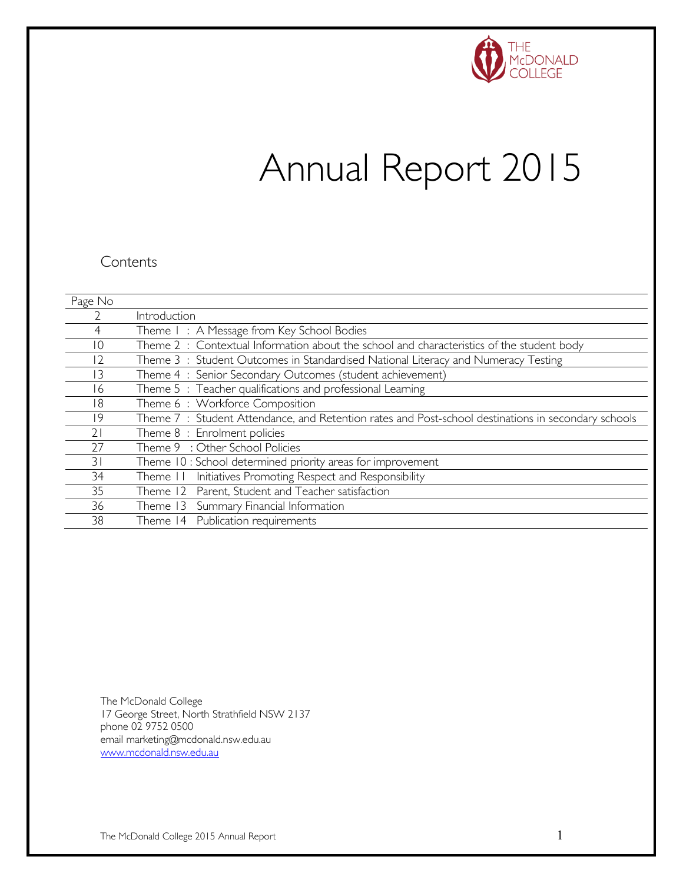THE McDONALD COLLEGE

# Annual Report 2015

## Contents

| Page No | |
|---|---|
| 2 | Introduction |
| 4 | Theme 1 : A Message from Key School Bodies |
| 10 | Theme 2 : Contextual Information about the school and characteristics of the student body |
| 12 | Theme 3 : Student Outcomes in Standardised National Literacy and Numeracy Testing |
| 13 | Theme 4 : Senior Secondary Outcomes (student achievement) |
| 16 | Theme 5 : Teacher qualifications and professional Learning |
| 18 | Theme 6 : Workforce Composition |
| 19 | Theme 7 : Student Attendance, and Retention rates and Post-school destinations in secondary schools |
| 21 | Theme 8 : Enrolment policies |
| 27 | Theme 9 : Other School Policies |
| 31 | Theme 10 : School determined priority areas for improvement |
| 34 | Theme 11 Initiatives Promoting Respect and Responsibility |
| 35 | Theme 12 Parent, Student and Teacher satisfaction |
| 36 | Theme 13 Summary Financial Information |
| 38 | Theme 14 Publication requirements |

The McDonald College
17 George Street, North Strathfield NSW 2137
phone 02 9752 0500
email marketing@mcdonald.nsw.edu.au
www.mcdonald.nsw.edu.au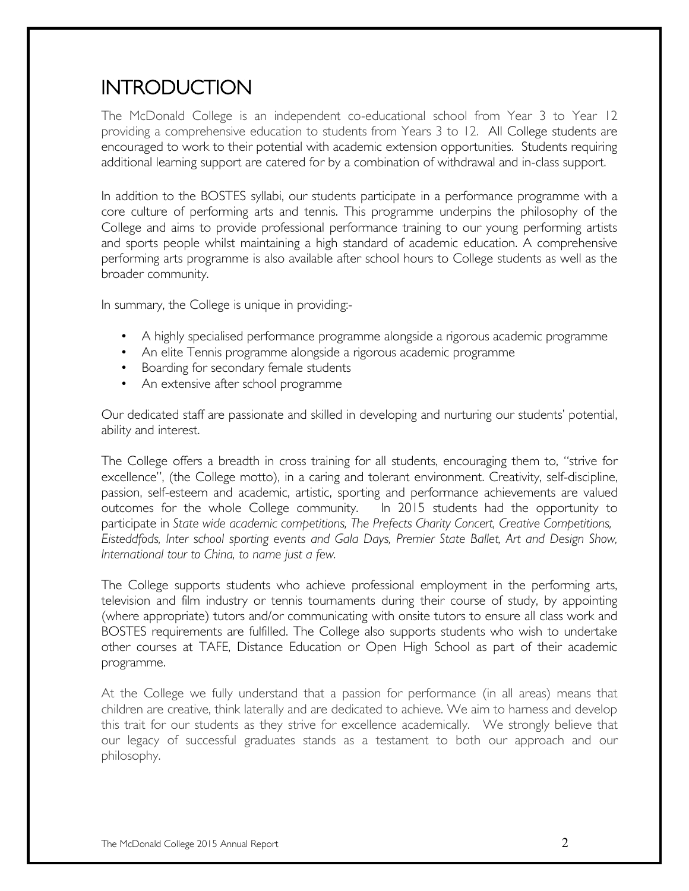# INTRODUCTION

The McDonald College is an independent co-educational school from Year 3 to Year 12 providing a comprehensive education to students from Years 3 to 12. All College students are encouraged to work to their potential with academic extension opportunities. Students requiring additional learning support are catered for by a combination of withdrawal and in-class support.

In addition to the BOSTES syllabi, our students participate in a performance programme with a core culture of performing arts and tennis. This programme underpins the philosophy of the College and aims to provide professional performance training to our young performing artists and sports people whilst maintaining a high standard of academic education. A comprehensive performing arts programme is also available after school hours to College students as well as the broader community.

In summary, the College is unique in providing:-

- A highly specialised performance programme alongside a rigorous academic programme
- An elite Tennis programme alongside a rigorous academic programme
- Boarding for secondary female students
- An extensive after school programme

Our dedicated staff are passionate and skilled in developing and nurturing our students' potential, ability and interest.

The College offers a breadth in cross training for all students, encouraging them to, "strive for excellence", (the College motto), in a caring and tolerant environment. Creativity, self-discipline, passion, self-esteem and academic, artistic, sporting and performance achievements are valued outcomes for the whole College community. In 2015 students had the opportunity to participate in *State wide academic competitions, The Prefects Charity Concert, Creative Competitions, Eisteddfods, Inter school sporting events and Gala Days, Premier State Ballet, Art and Design Show, International tour to China, to name just a few.*

The College supports students who achieve professional employment in the performing arts, television and film industry or tennis tournaments during their course of study, by appointing (where appropriate) tutors and/or communicating with onsite tutors to ensure all class work and BOSTES requirements are fulfilled. The College also supports students who wish to undertake other courses at TAFE, Distance Education or Open High School as part of their academic programme.

At the College we fully understand that a passion for performance (in all areas) means that children are creative, think laterally and are dedicated to achieve. We aim to harness and develop this trait for our students as they strive for excellence academically. We strongly believe that our legacy of successful graduates stands as a testament to both our approach and our philosophy.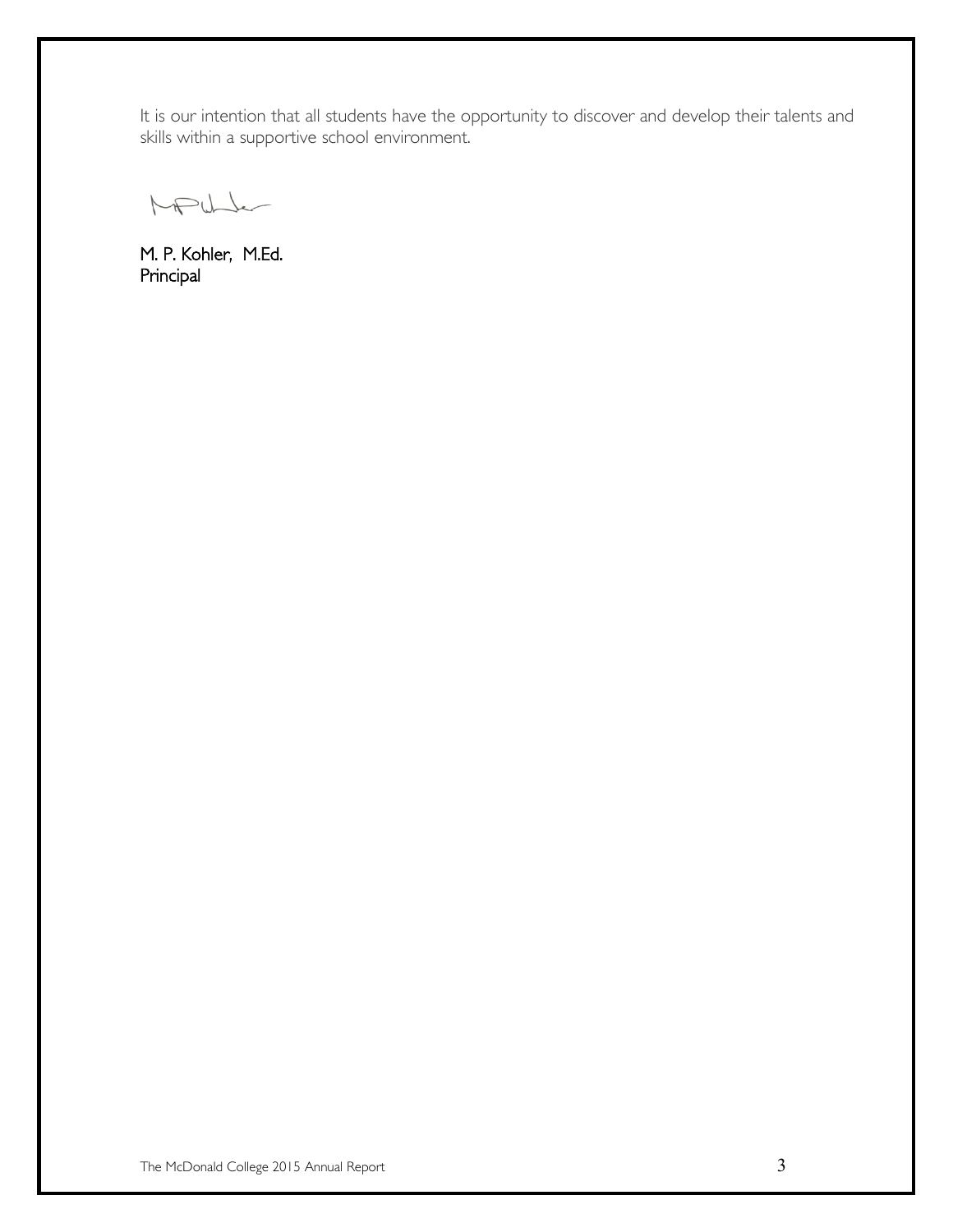It is our intention that all students have the opportunity to discover and develop their talents and skills within a supportive school environment.

M. P. Kohler, M.Ed.
Principal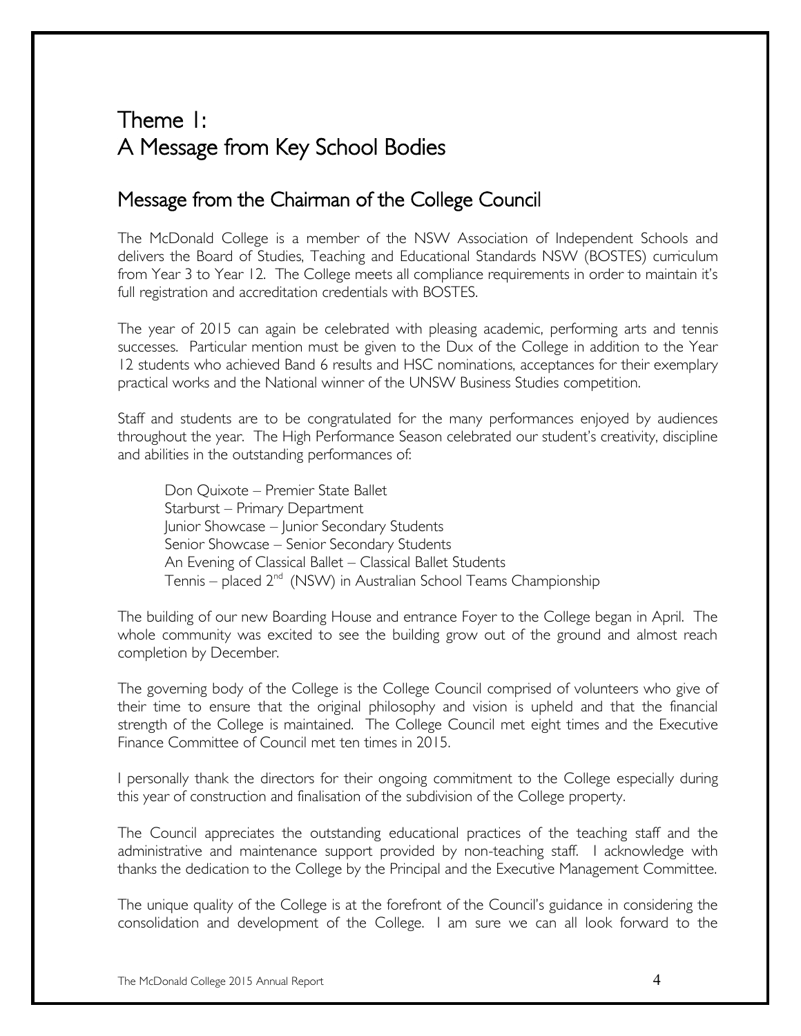# Theme 1:
# A Message from Key School Bodies

## Message from the Chairman of the College Council

The McDonald College is a member of the NSW Association of Independent Schools and delivers the Board of Studies, Teaching and Educational Standards NSW (BOSTES) curriculum from Year 3 to Year 12. The College meets all compliance requirements in order to maintain it's full registration and accreditation credentials with BOSTES.

The year of 2015 can again be celebrated with pleasing academic, performing arts and tennis successes. Particular mention must be given to the Dux of the College in addition to the Year 12 students who achieved Band 6 results and HSC nominations, acceptances for their exemplary practical works and the National winner of the UNSW Business Studies competition.

Staff and students are to be congratulated for the many performances enjoyed by audiences throughout the year. The High Performance Season celebrated our student's creativity, discipline and abilities in the outstanding performances of:

Don Quixote – Premier State Ballet
Starburst – Primary Department
Junior Showcase – Junior Secondary Students
Senior Showcase – Senior Secondary Students
An Evening of Classical Ballet – Classical Ballet Students
Tennis – placed 2nd (NSW) in Australian School Teams Championship

The building of our new Boarding House and entrance Foyer to the College began in April. The whole community was excited to see the building grow out of the ground and almost reach completion by December.

The governing body of the College is the College Council comprised of volunteers who give of their time to ensure that the original philosophy and vision is upheld and that the financial strength of the College is maintained. The College Council met eight times and the Executive Finance Committee of Council met ten times in 2015.

I personally thank the directors for their ongoing commitment to the College especially during this year of construction and finalisation of the subdivision of the College property.

The Council appreciates the outstanding educational practices of the teaching staff and the administrative and maintenance support provided by non-teaching staff. I acknowledge with thanks the dedication to the College by the Principal and the Executive Management Committee.

The unique quality of the College is at the forefront of the Council's guidance in considering the consolidation and development of the College. I am sure we can all look forward to the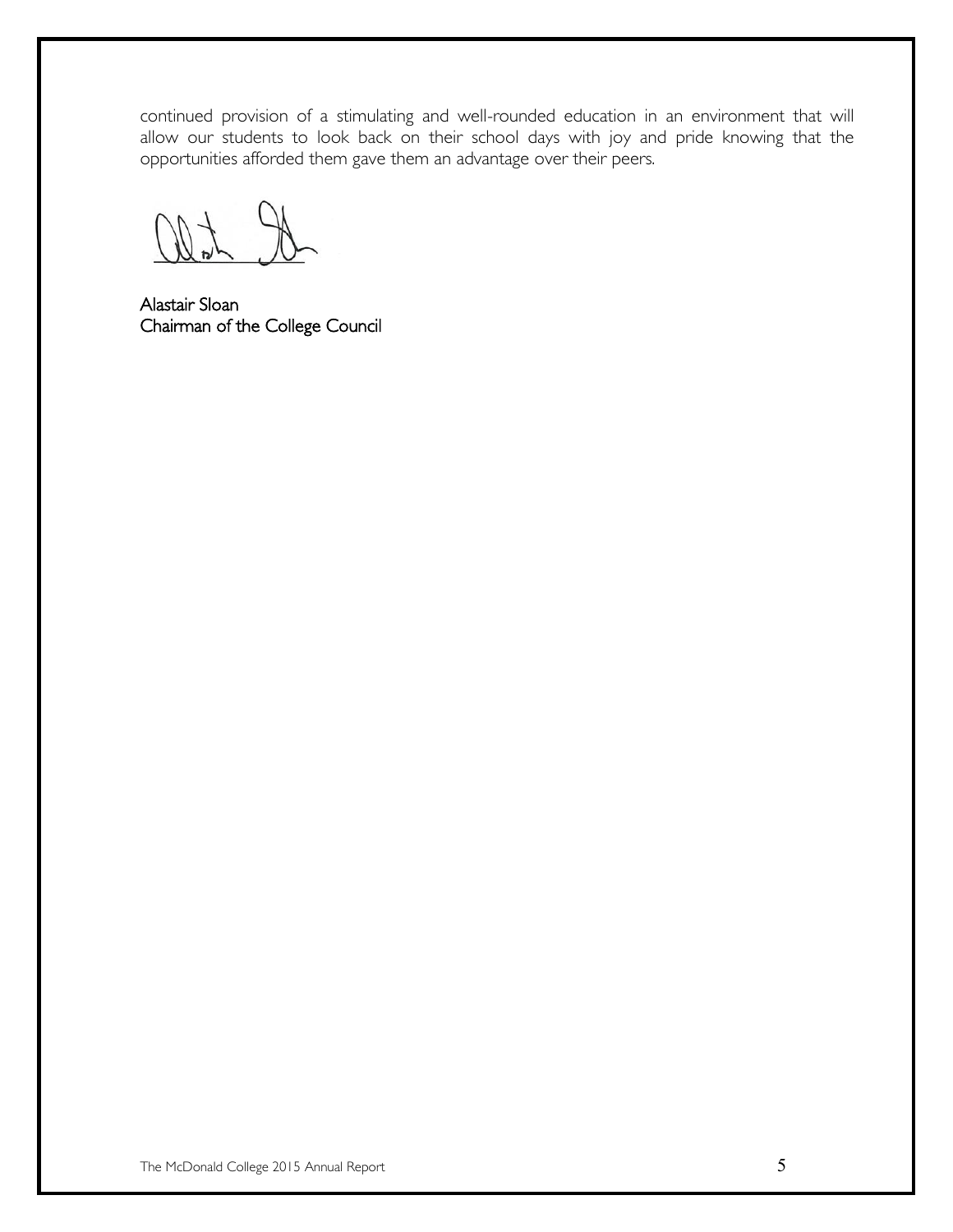continued provision of a stimulating and well-rounded education in an environment that will allow our students to look back on their school days with joy and pride knowing that the opportunities afforded them gave them an advantage over their peers.

Alastair Sloan
Chairman of the College Council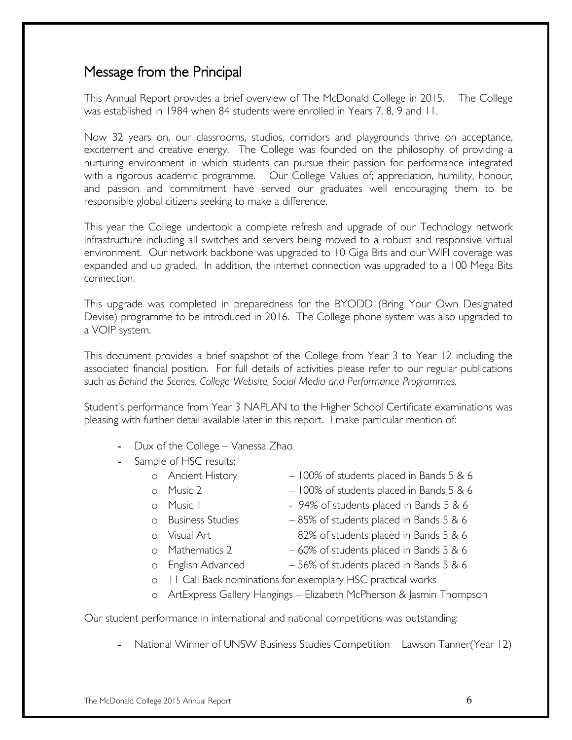## Message from the Principal

This Annual Report provides a brief overview of The McDonald College in 2015. The College was established in 1984 when 84 students were enrolled in Years 7, 8, 9 and 11.

Now 32 years on, our classrooms, studios, corridors and playgrounds thrive on acceptance, excitement and creative energy. The College was founded on the philosophy of providing a nurturing environment in which students can pursue their passion for performance integrated with a rigorous academic programme. Our College Values of; appreciation, humility, honour, and passion and commitment have served our graduates well encouraging them to be responsible global citizens seeking to make a difference.

This year the College undertook a complete refresh and upgrade of our Technology network infrastructure including all switches and servers being moved to a robust and responsive virtual environment. Our network backbone was upgraded to 10 Giga Bits and our WIFI coverage was expanded and up graded. In addition, the internet connection was upgraded to a 100 Mega Bits connection.

This upgrade was completed in preparedness for the BYODD (Bring Your Own Designated Devise) programme to be introduced in 2016. The College phone system was also upgraded to a VOIP system.

This document provides a brief snapshot of the College from Year 3 to Year 12 including the associated financial position. For full details of activities please refer to our regular publications such as *Behind the Scenes, College Website, Social Media and Performance Programmes.*

Student's performance from Year 3 NAPLAN to the Higher School Certificate examinations was pleasing with further detail available later in this report. I make particular mention of:

- Dux of the College – Vanessa Zhao
- Sample of HSC results:
  - Ancient History – 100% of students placed in Bands 5 & 6
  - Music 2 – 100% of students placed in Bands 5 & 6
  - Music 1 - 94% of students placed in Bands 5 & 6
  - Business Studies – 85% of students placed in Bands 5 & 6
  - Visual Art – 82% of students placed in Bands 5 & 6
  - Mathematics 2 – 60% of students placed in Bands 5 & 6
  - English Advanced – 56% of students placed in Bands 5 & 6
  - 11 Call Back nominations for exemplary HSC practical works
  - ArtExpress Gallery Hangings – Elizabeth McPherson & Jasmin Thompson

Our student performance in international and national competitions was outstanding:

- National Winner of UNSW Business Studies Competition – Lawson Tanner(Year 12)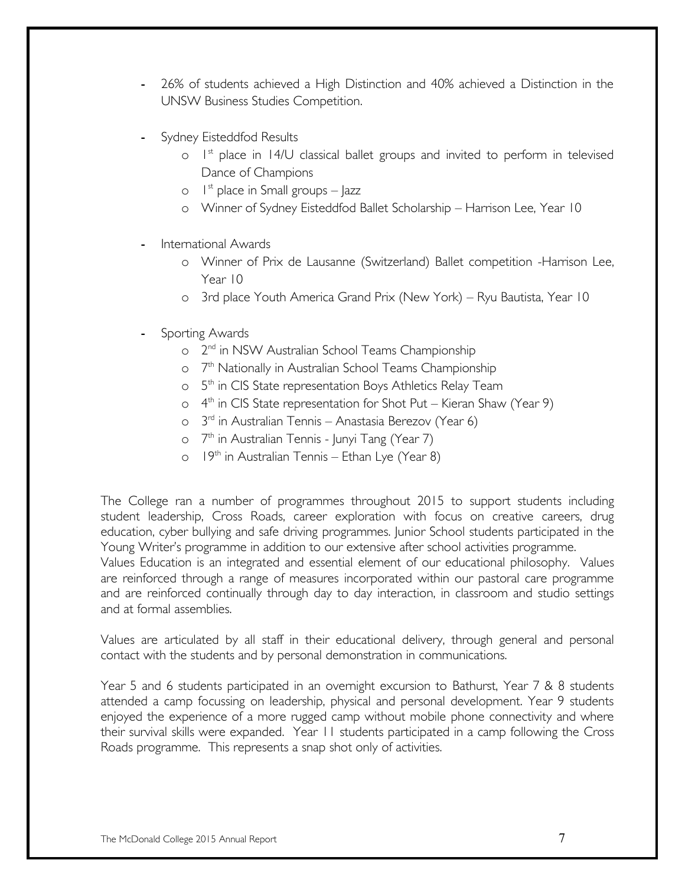- 26% of students achieved a High Distinction and 40% achieved a Distinction in the UNSW Business Studies Competition.

- Sydney Eisteddfod Results
  - 1st place in 14/U classical ballet groups and invited to perform in televised Dance of Champions
  - 1st place in Small groups – Jazz
  - Winner of Sydney Eisteddfod Ballet Scholarship – Harrison Lee, Year 10

- International Awards
  - Winner of Prix de Lausanne (Switzerland) Ballet competition -Harrison Lee, Year 10
  - 3rd place Youth America Grand Prix (New York) – Ryu Bautista, Year 10

- Sporting Awards
  - 2nd in NSW Australian School Teams Championship
  - 7th Nationally in Australian School Teams Championship
  - 5th in CIS State representation Boys Athletics Relay Team
  - 4th in CIS State representation for Shot Put – Kieran Shaw (Year 9)
  - 3rd in Australian Tennis – Anastasia Berezov (Year 6)
  - 7th in Australian Tennis - Junyi Tang (Year 7)
  - 19th in Australian Tennis – Ethan Lye (Year 8)

The College ran a number of programmes throughout 2015 to support students including student leadership, Cross Roads, career exploration with focus on creative careers, drug education, cyber bullying and safe driving programmes. Junior School students participated in the Young Writer's programme in addition to our extensive after school activities programme.
Values Education is an integrated and essential element of our educational philosophy. Values are reinforced through a range of measures incorporated within our pastoral care programme and are reinforced continually through day to day interaction, in classroom and studio settings and at formal assemblies.

Values are articulated by all staff in their educational delivery, through general and personal contact with the students and by personal demonstration in communications.

Year 5 and 6 students participated in an overnight excursion to Bathurst, Year 7 & 8 students attended a camp focussing on leadership, physical and personal development. Year 9 students enjoyed the experience of a more rugged camp without mobile phone connectivity and where their survival skills were expanded. Year 11 students participated in a camp following the Cross Roads programme. This represents a snap shot only of activities.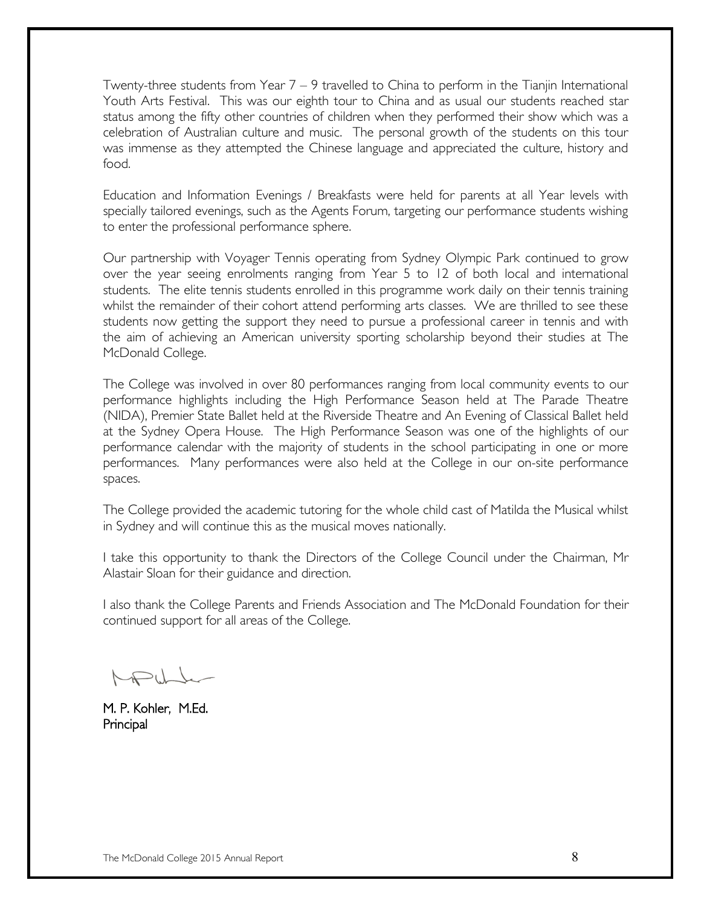Twenty-three students from Year 7 – 9 travelled to China to perform in the Tianjin International Youth Arts Festival. This was our eighth tour to China and as usual our students reached star status among the fifty other countries of children when they performed their show which was a celebration of Australian culture and music. The personal growth of the students on this tour was immense as they attempted the Chinese language and appreciated the culture, history and food.

Education and Information Evenings / Breakfasts were held for parents at all Year levels with specially tailored evenings, such as the Agents Forum, targeting our performance students wishing to enter the professional performance sphere.

Our partnership with Voyager Tennis operating from Sydney Olympic Park continued to grow over the year seeing enrolments ranging from Year 5 to 12 of both local and international students. The elite tennis students enrolled in this programme work daily on their tennis training whilst the remainder of their cohort attend performing arts classes. We are thrilled to see these students now getting the support they need to pursue a professional career in tennis and with the aim of achieving an American university sporting scholarship beyond their studies at The McDonald College.

The College was involved in over 80 performances ranging from local community events to our performance highlights including the High Performance Season held at The Parade Theatre (NIDA), Premier State Ballet held at the Riverside Theatre and An Evening of Classical Ballet held at the Sydney Opera House. The High Performance Season was one of the highlights of our performance calendar with the majority of students in the school participating in one or more performances. Many performances were also held at the College in our on-site performance spaces.

The College provided the academic tutoring for the whole child cast of Matilda the Musical whilst in Sydney and will continue this as the musical moves nationally.

I take this opportunity to thank the Directors of the College Council under the Chairman, Mr Alastair Sloan for their guidance and direction.

I also thank the College Parents and Friends Association and The McDonald Foundation for their continued support for all areas of the College.

M. P. Kohler, M.Ed.
Principal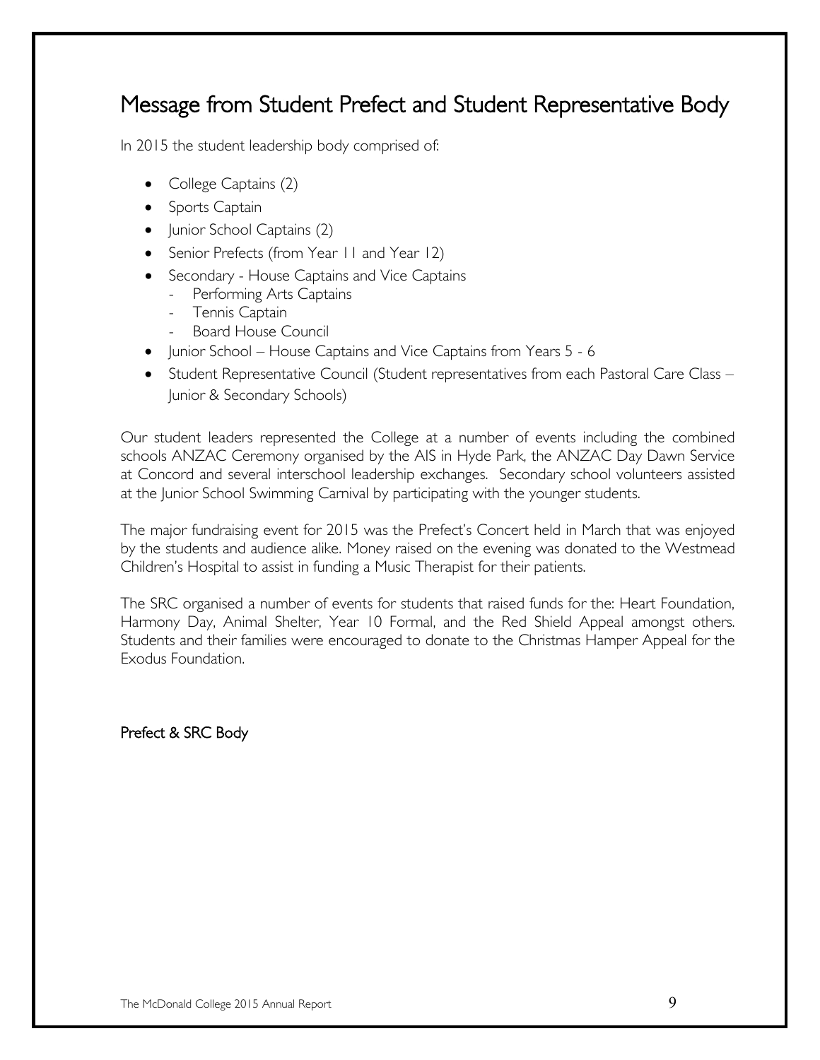# Message from Student Prefect and Student Representative Body

In 2015 the student leadership body comprised of:

- College Captains (2)
- Sports Captain
- Junior School Captains (2)
- Senior Prefects (from Year 11 and Year 12)
- Secondary - House Captains and Vice Captains
  - Performing Arts Captains
  - Tennis Captain
  - Board House Council
- Junior School – House Captains and Vice Captains from Years 5 - 6
- Student Representative Council (Student representatives from each Pastoral Care Class – Junior & Secondary Schools)

Our student leaders represented the College at a number of events including the combined schools ANZAC Ceremony organised by the AIS in Hyde Park, the ANZAC Day Dawn Service at Concord and several interschool leadership exchanges. Secondary school volunteers assisted at the Junior School Swimming Carnival by participating with the younger students.

The major fundraising event for 2015 was the Prefect's Concert held in March that was enjoyed by the students and audience alike. Money raised on the evening was donated to the Westmead Children's Hospital to assist in funding a Music Therapist for their patients.

The SRC organised a number of events for students that raised funds for the: Heart Foundation, Harmony Day, Animal Shelter, Year 10 Formal, and the Red Shield Appeal amongst others. Students and their families were encouraged to donate to the Christmas Hamper Appeal for the Exodus Foundation.

Prefect & SRC Body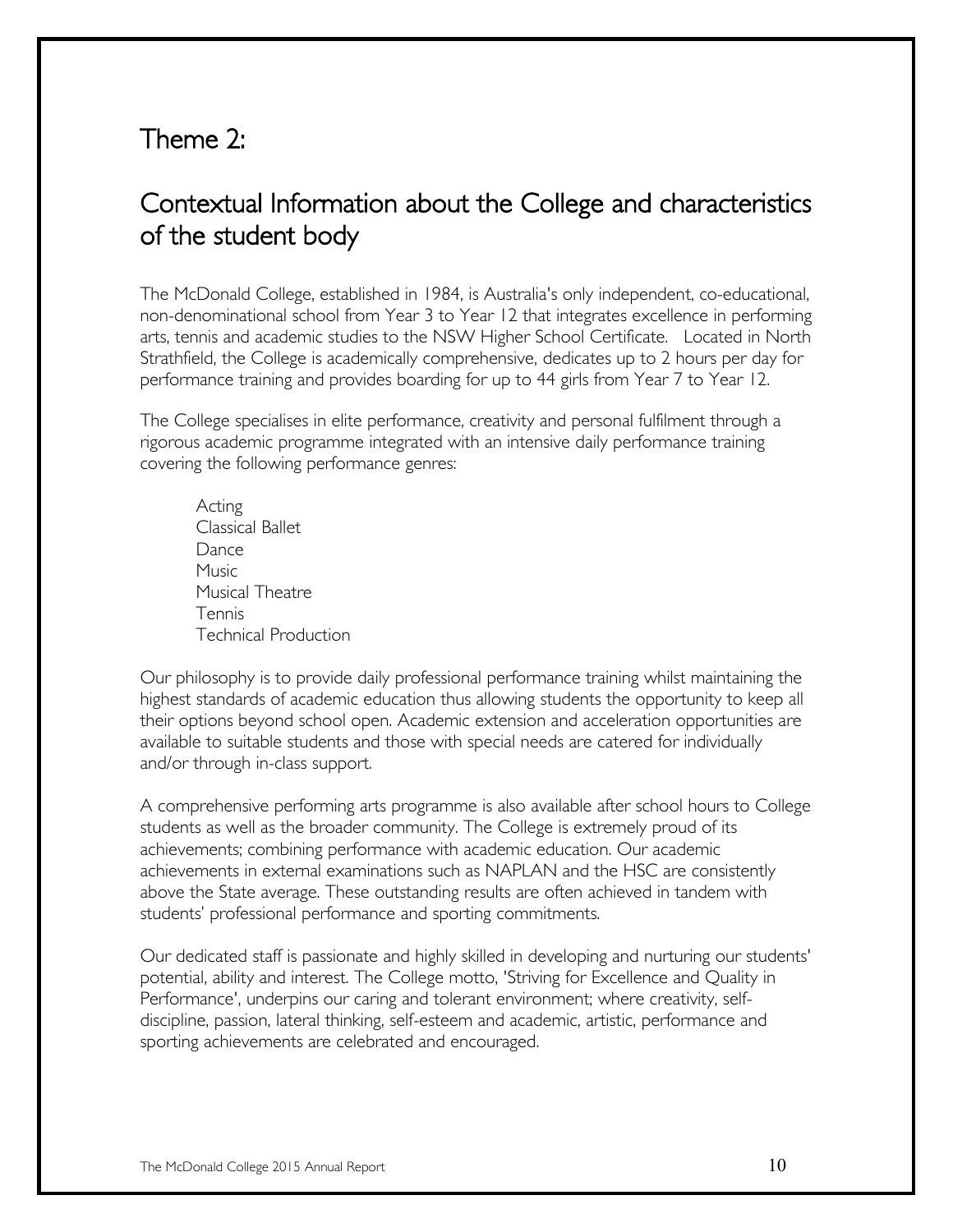# Theme 2:

## Contextual Information about the College and characteristics of the student body

The McDonald College, established in 1984, is Australia's only independent, co-educational, non-denominational school from Year 3 to Year 12 that integrates excellence in performing arts, tennis and academic studies to the NSW Higher School Certificate. Located in North Strathfield, the College is academically comprehensive, dedicates up to 2 hours per day for performance training and provides boarding for up to 44 girls from Year 7 to Year 12.

The College specialises in elite performance, creativity and personal fulfilment through a rigorous academic programme integrated with an intensive daily performance training covering the following performance genres:

- Acting
- Classical Ballet
- Dance
- Music
- Musical Theatre
- Tennis
- Technical Production

Our philosophy is to provide daily professional performance training whilst maintaining the highest standards of academic education thus allowing students the opportunity to keep all their options beyond school open. Academic extension and acceleration opportunities are available to suitable students and those with special needs are catered for individually and/or through in-class support.

A comprehensive performing arts programme is also available after school hours to College students as well as the broader community. The College is extremely proud of its achievements; combining performance with academic education. Our academic achievements in external examinations such as NAPLAN and the HSC are consistently above the State average. These outstanding results are often achieved in tandem with students' professional performance and sporting commitments.

Our dedicated staff is passionate and highly skilled in developing and nurturing our students' potential, ability and interest. The College motto, 'Striving for Excellence and Quality in Performance', underpins our caring and tolerant environment; where creativity, self-discipline, passion, lateral thinking, self-esteem and academic, artistic, performance and sporting achievements are celebrated and encouraged.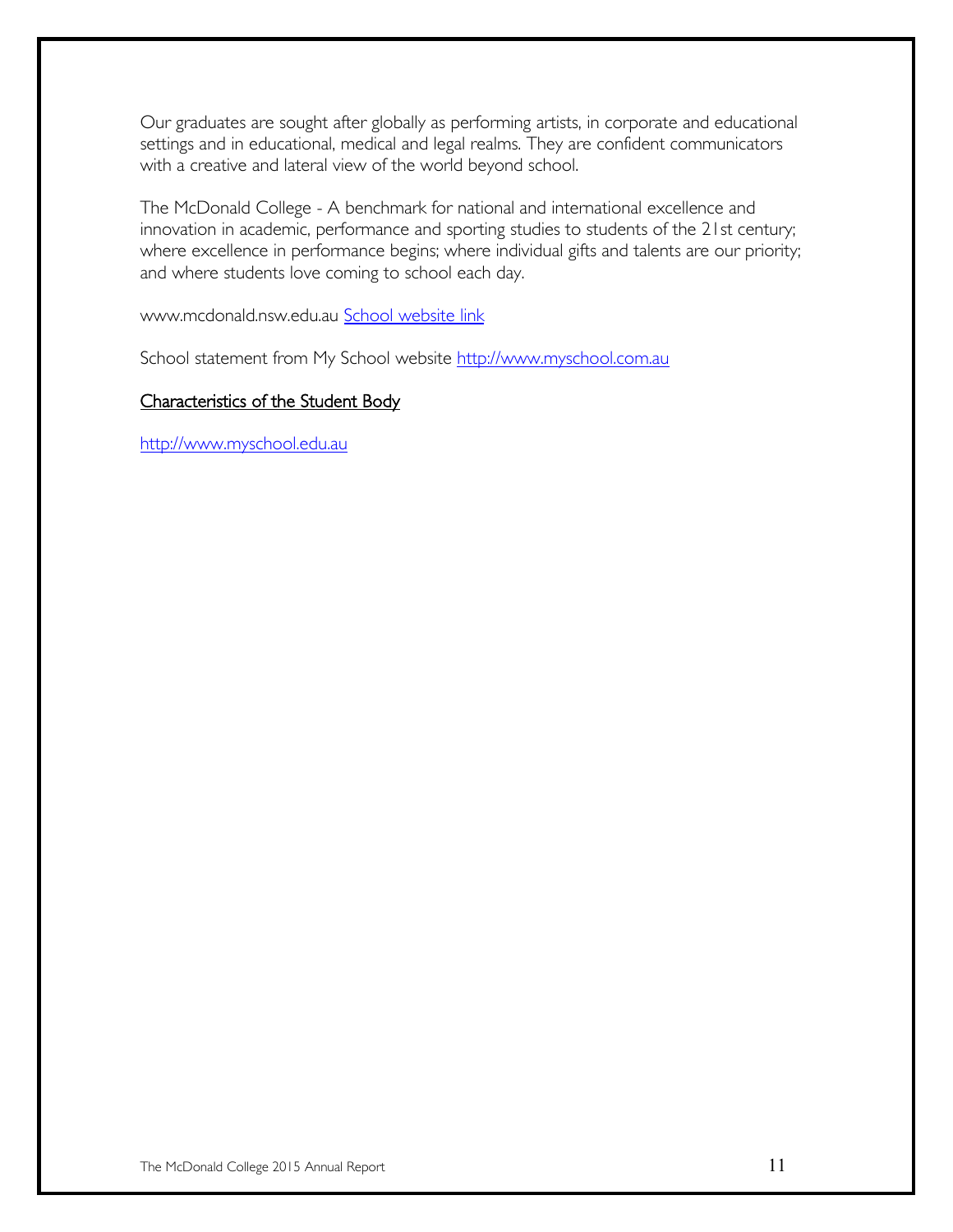Our graduates are sought after globally as performing artists, in corporate and educational settings and in educational, medical and legal realms. They are confident communicators with a creative and lateral view of the world beyond school.

The McDonald College - A benchmark for national and international excellence and innovation in academic, performance and sporting studies to students of the 21st century; where excellence in performance begins; where individual gifts and talents are our priority; and where students love coming to school each day.

www.mcdonald.nsw.edu.au School website link

School statement from My School website http://www.myschool.com.au

## Characteristics of the Student Body

http://www.myschool.edu.au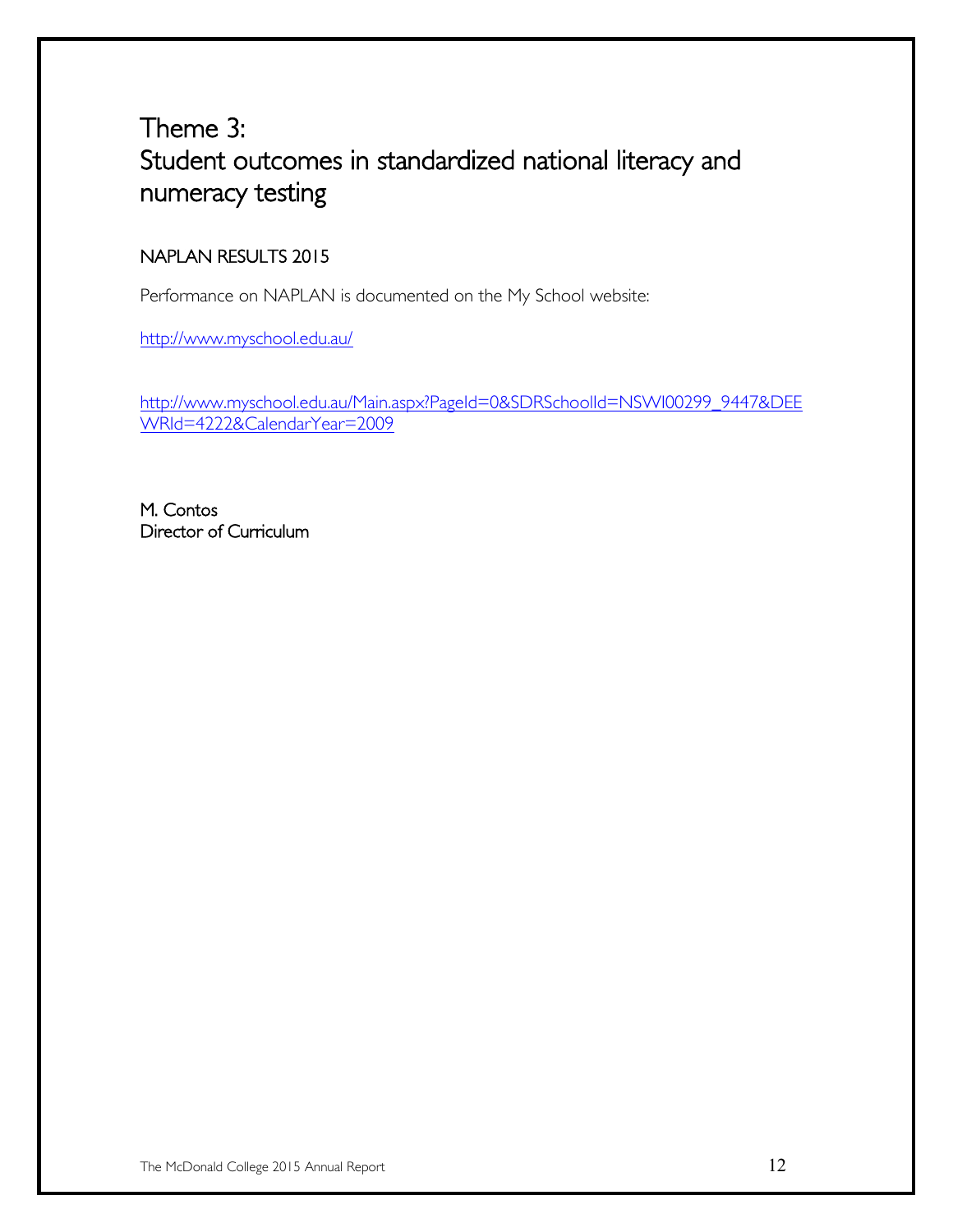# Theme 3:
# Student outcomes in standardized national literacy and numeracy testing

## NAPLAN RESULTS 2015

Performance on NAPLAN is documented on the My School website:

http://www.myschool.edu.au/

http://www.myschool.edu.au/Main.aspx?PageId=0&SDRSchoolId=NSWI00299_9447&DEEWRId=4222&CalendarYear=2009

M. Contos
Director of Curriculum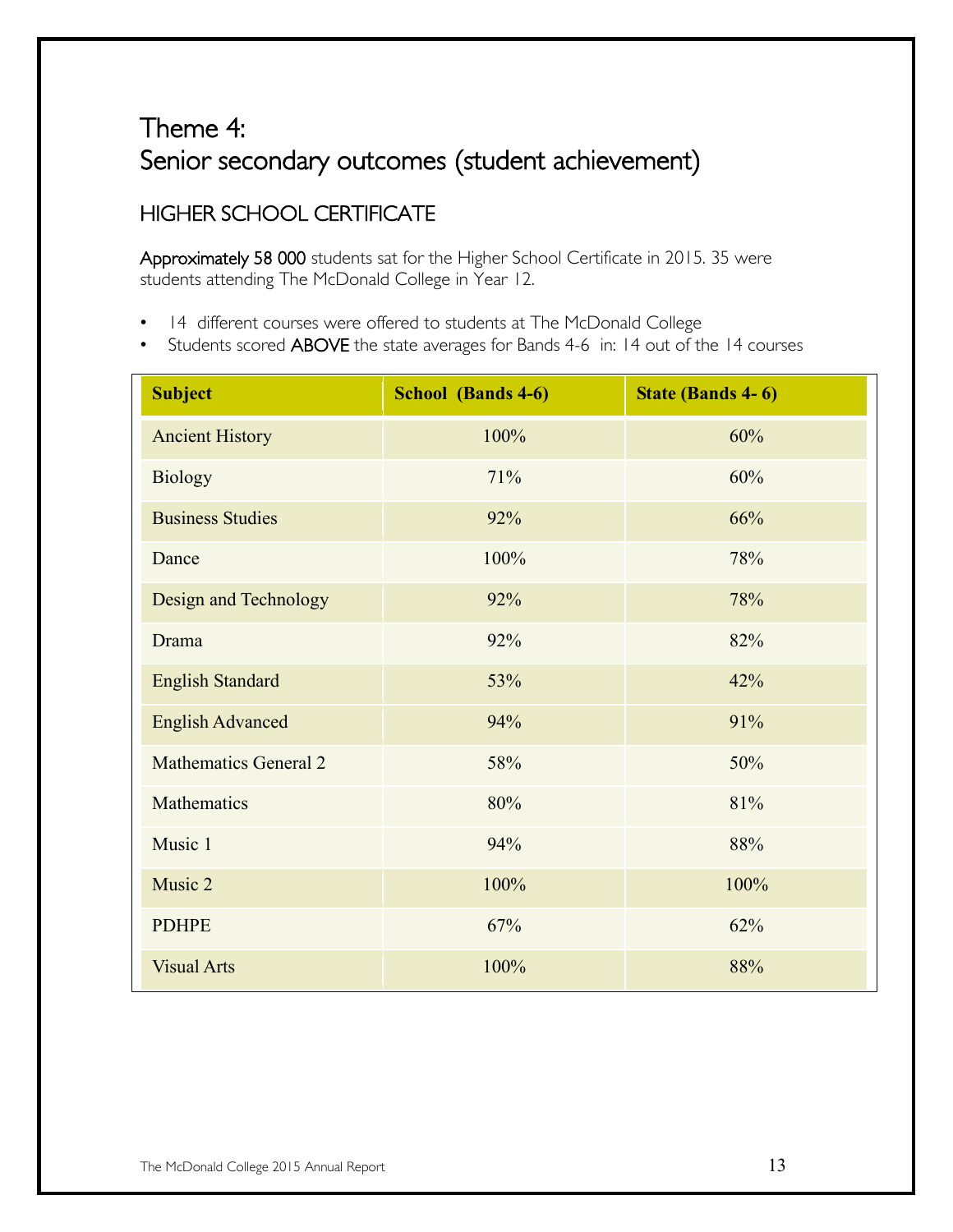# Theme 4:
# Senior secondary outcomes (student achievement)

## HIGHER SCHOOL CERTIFICATE

**Approximately 58 000** students sat for the Higher School Certificate in 2015. 35 were students attending The McDonald College in Year 12.

- 14 different courses were offered to students at The McDonald College
- Students scored **ABOVE** the state averages for Bands 4-6 in: 14 out of the 14 courses

| Subject | School (Bands 4-6) | State (Bands 4- 6) |
|---|---|---|
| Ancient History | 100% | 60% |
| Biology | 71% | 60% |
| Business Studies | 92% | 66% |
| Dance | 100% | 78% |
| Design and Technology | 92% | 78% |
| Drama | 92% | 82% |
| English Standard | 53% | 42% |
| English Advanced | 94% | 91% |
| Mathematics General 2 | 58% | 50% |
| Mathematics | 80% | 81% |
| Music 1 | 94% | 88% |
| Music 2 | 100% | 100% |
| PDHPE | 67% | 62% |
| Visual Arts | 100% | 88% |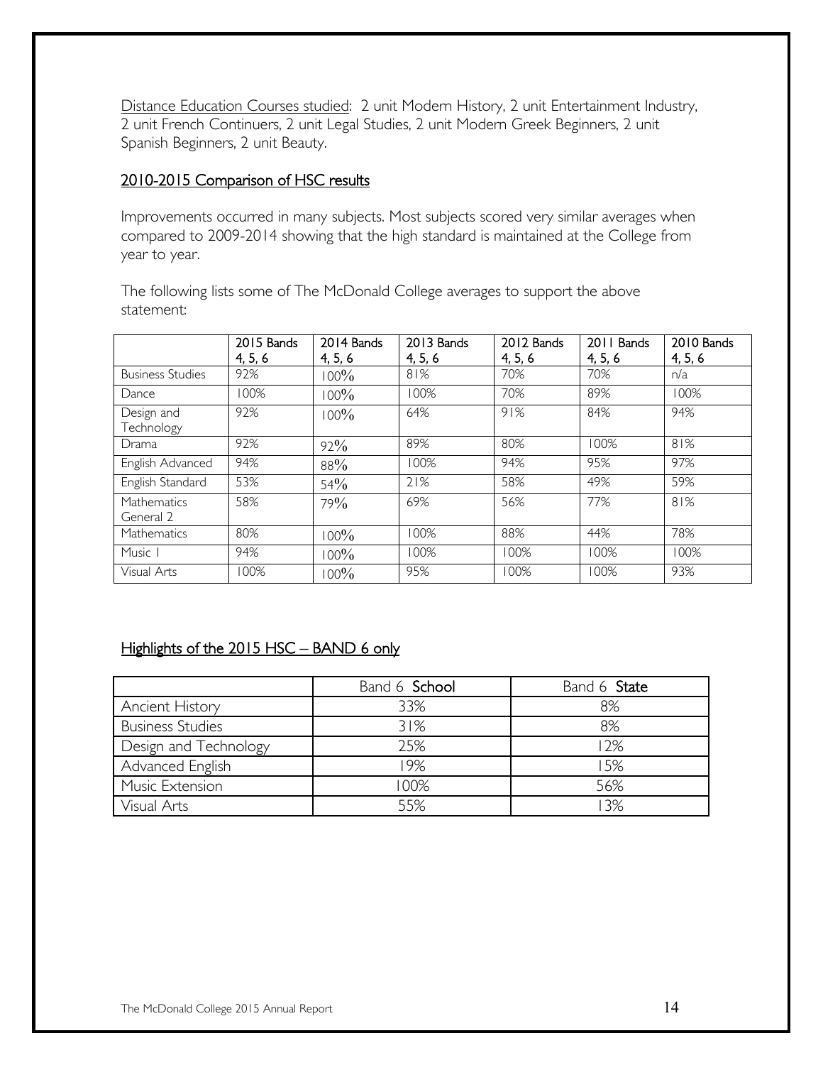Distance Education Courses studied: 2 unit Modern History, 2 unit Entertainment Industry, 2 unit French Continuers, 2 unit Legal Studies, 2 unit Modern Greek Beginners, 2 unit Spanish Beginners, 2 unit Beauty.

## 2010-2015 Comparison of HSC results

Improvements occurred in many subjects. Most subjects scored very similar averages when compared to 2009-2014 showing that the high standard is maintained at the College from year to year.

The following lists some of The McDonald College averages to support the above statement:

| | 2015 Bands 4, 5, 6 | 2014 Bands 4, 5, 6 | 2013 Bands 4, 5, 6 | 2012 Bands 4, 5, 6 | 2011 Bands 4, 5, 6 | 2010 Bands 4, 5, 6 |
|---|---|---|---|---|---|---|
| Business Studies | 92% | 100% | 81% | 70% | 70% | n/a |
| Dance | 100% | 100% | 100% | 70% | 89% | 100% |
| Design and Technology | 92% | 100% | 64% | 91% | 84% | 94% |
| Drama | 92% | 92% | 89% | 80% | 100% | 81% |
| English Advanced | 94% | 88% | 100% | 94% | 95% | 97% |
| English Standard | 53% | 54% | 21% | 58% | 49% | 59% |
| Mathematics General 2 | 58% | 79% | 69% | 56% | 77% | 81% |
| Mathematics | 80% | 100% | 100% | 88% | 44% | 78% |
| Music 1 | 94% | 100% | 100% | 100% | 100% | 100% |
| Visual Arts | 100% | 100% | 95% | 100% | 100% | 93% |

## Highlights of the 2015 HSC – BAND 6 only

| | Band 6 **School** | Band 6 **State** |
|---|---|---|
| Ancient History | 33% | 8% |
| Business Studies | 31% | 8% |
| Design and Technology | 25% | 12% |
| Advanced English | 19% | 15% |
| Music Extension | 100% | 56% |
| Visual Arts | 55% | 13% |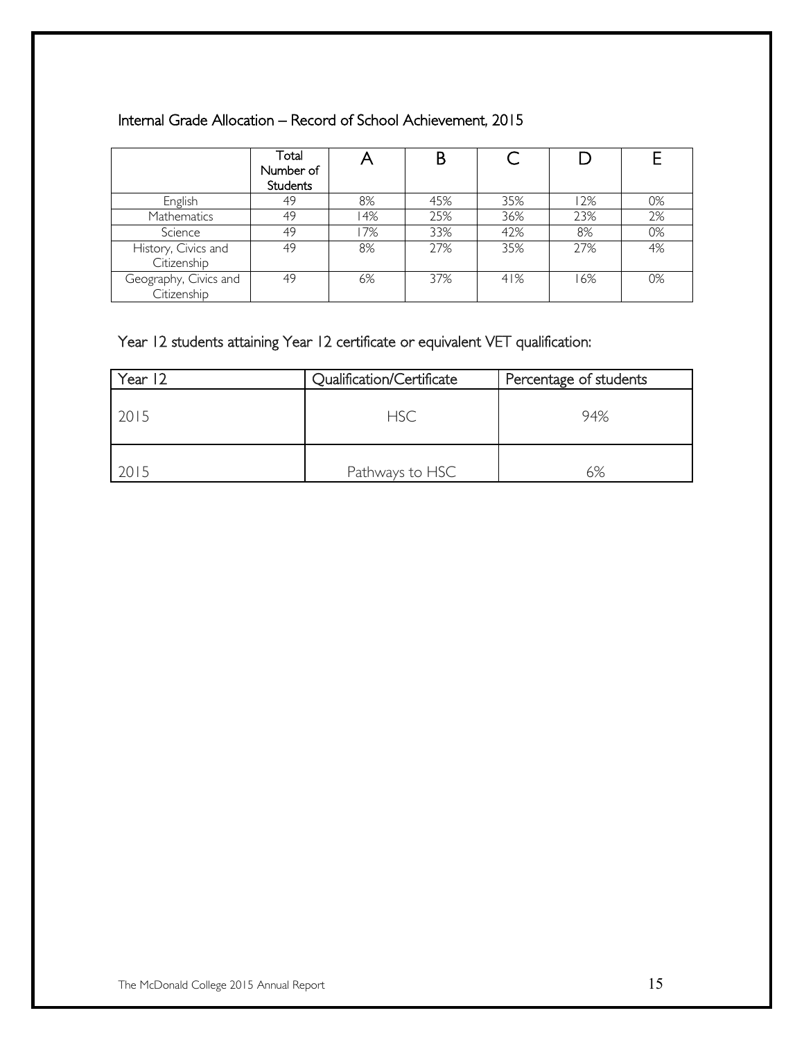## Internal Grade Allocation – Record of School Achievement, 2015

| | Total Number of Students | A | B | C | D | E |
|---|---|---|---|---|---|---|
| English | 49 | 8% | 45% | 35% | 12% | 0% |
| Mathematics | 49 | 14% | 25% | 36% | 23% | 2% |
| Science | 49 | 17% | 33% | 42% | 8% | 0% |
| History, Civics and Citizenship | 49 | 8% | 27% | 35% | 27% | 4% |
| Geography, Civics and Citizenship | 49 | 6% | 37% | 41% | 16% | 0% |

## Year 12 students attaining Year 12 certificate or equivalent VET qualification:

| Year 12 | Qualification/Certificate | Percentage of students |
|---|---|---|
| 2015 | HSC | 94% |
| 2015 | Pathways to HSC | 6% |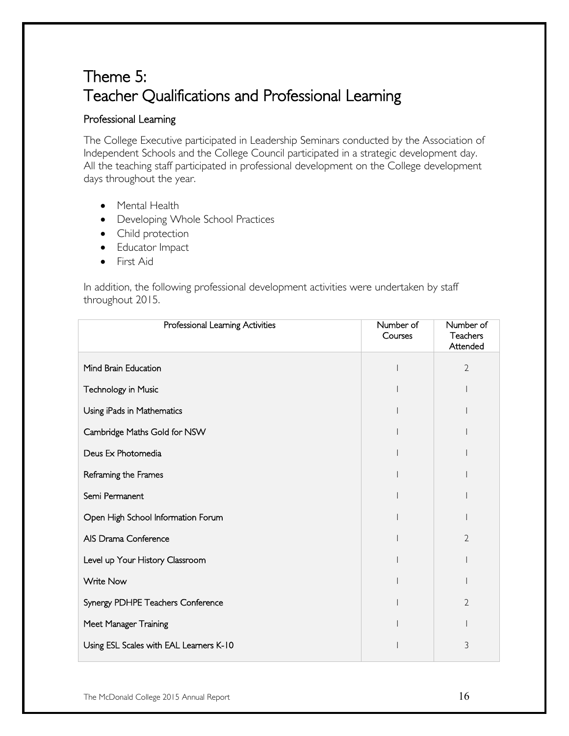# Theme 5:
# Teacher Qualifications and Professional Learning

## Professional Learning

The College Executive participated in Leadership Seminars conducted by the Association of Independent Schools and the College Council participated in a strategic development day. All the teaching staff participated in professional development on the College development days throughout the year.

- Mental Health
- Developing Whole School Practices
- Child protection
- Educator Impact
- First Aid

In addition, the following professional development activities were undertaken by staff throughout 2015.

| Professional Learning Activities | Number of Courses | Number of Teachers Attended |
|---|---|---|
| Mind Brain Education | 1 | 2 |
| Technology in Music | 1 | 1 |
| Using iPads in Mathematics | 1 | 1 |
| Cambridge Maths Gold for NSW | 1 | 1 |
| Deus Ex Photomedia | 1 | 1 |
| Reframing the Frames | 1 | 1 |
| Semi Permanent | 1 | 1 |
| Open High School Information Forum | 1 | 1 |
| AIS Drama Conference | 1 | 2 |
| Level up Your History Classroom | 1 | 1 |
| Write Now | 1 | 1 |
| Synergy PDHPE Teachers Conference | 1 | 2 |
| Meet Manager Training | 1 | 1 |
| Using ESL Scales with EAL Learners K-10 | 1 | 3 |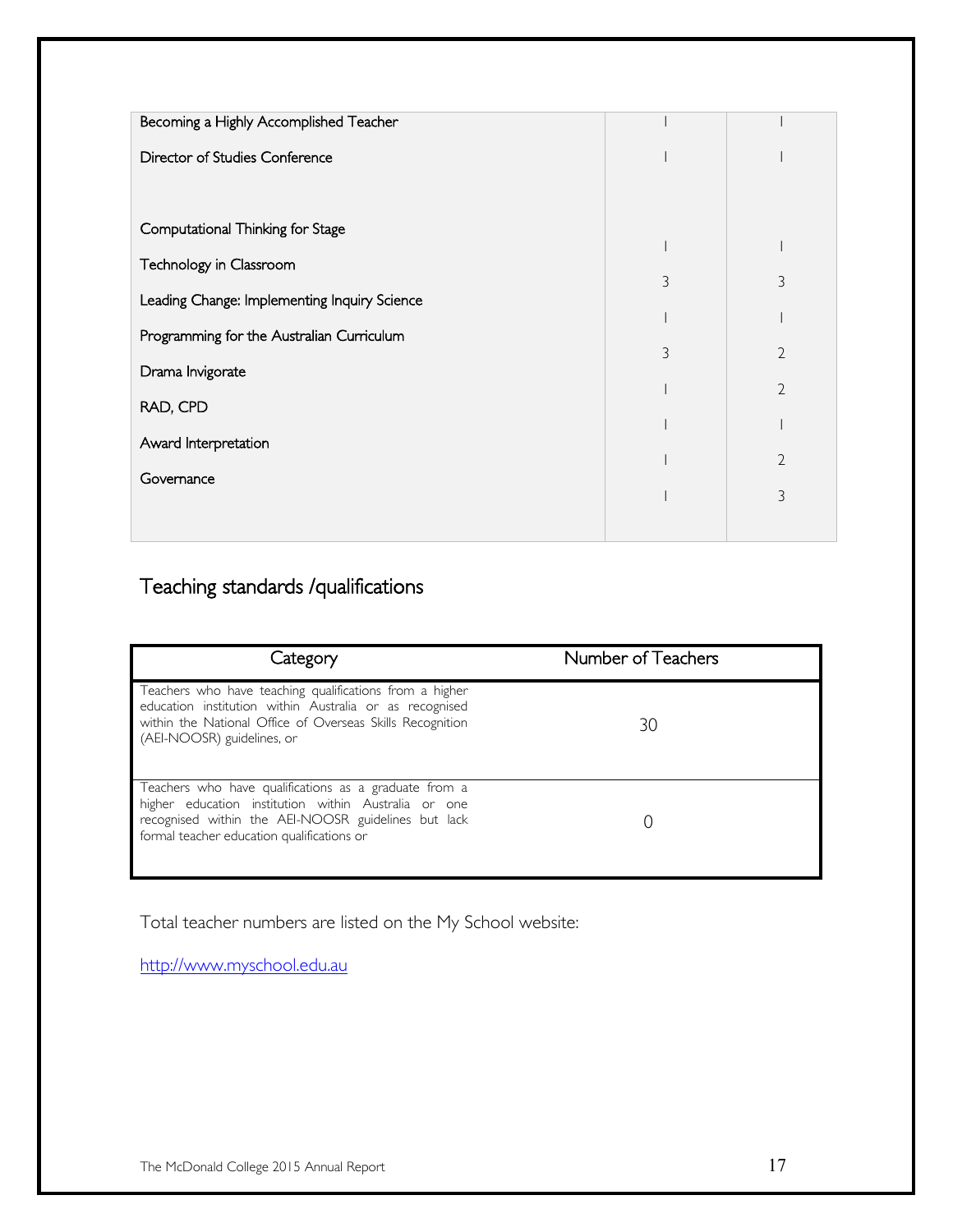| | | |
|---|---|---|
| Becoming a Highly Accomplished Teacher | 1 | 1 |
| Director of Studies Conference | 1 | 1 |
| Computational Thinking for Stage | 1 | 1 |
| Technology in Classroom | 3 | 3 |
| Leading Change: Implementing Inquiry Science | 1 | 1 |
| Programming for the Australian Curriculum | 3 | 2 |
| Drama Invigorate | 1 | 2 |
| RAD, CPD | 1 | 1 |
| Award Interpretation | 1 | 2 |
| Governance | 1 | 3 |

## Teaching standards /qualifications

| Category | Number of Teachers |
|---|---|
| Teachers who have teaching qualifications from a higher education institution within Australia or as recognised within the National Office of Overseas Skills Recognition (AEI-NOOSR) guidelines, or | 30 |
| Teachers who have qualifications as a graduate from a higher education institution within Australia or one recognised within the AEI-NOOSR guidelines but lack formal teacher education qualifications or | 0 |

Total teacher numbers are listed on the My School website:

[http://www.myschool.edu.au](http://www.myschool.edu.au)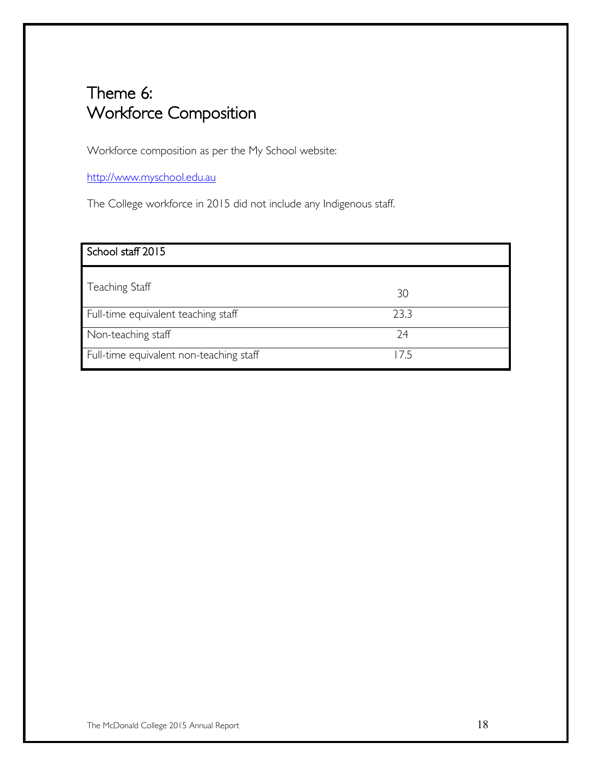# Theme 6:
# Workforce Composition

Workforce composition as per the My School website:

http://www.myschool.edu.au

The College workforce in 2015 did not include any Indigenous staff.

| School staff 2015 | |
|---|---|
| Teaching Staff | 30 |
| Full-time equivalent teaching staff | 23.3 |
| Non-teaching staff | 24 |
| Full-time equivalent non-teaching staff | 17.5 |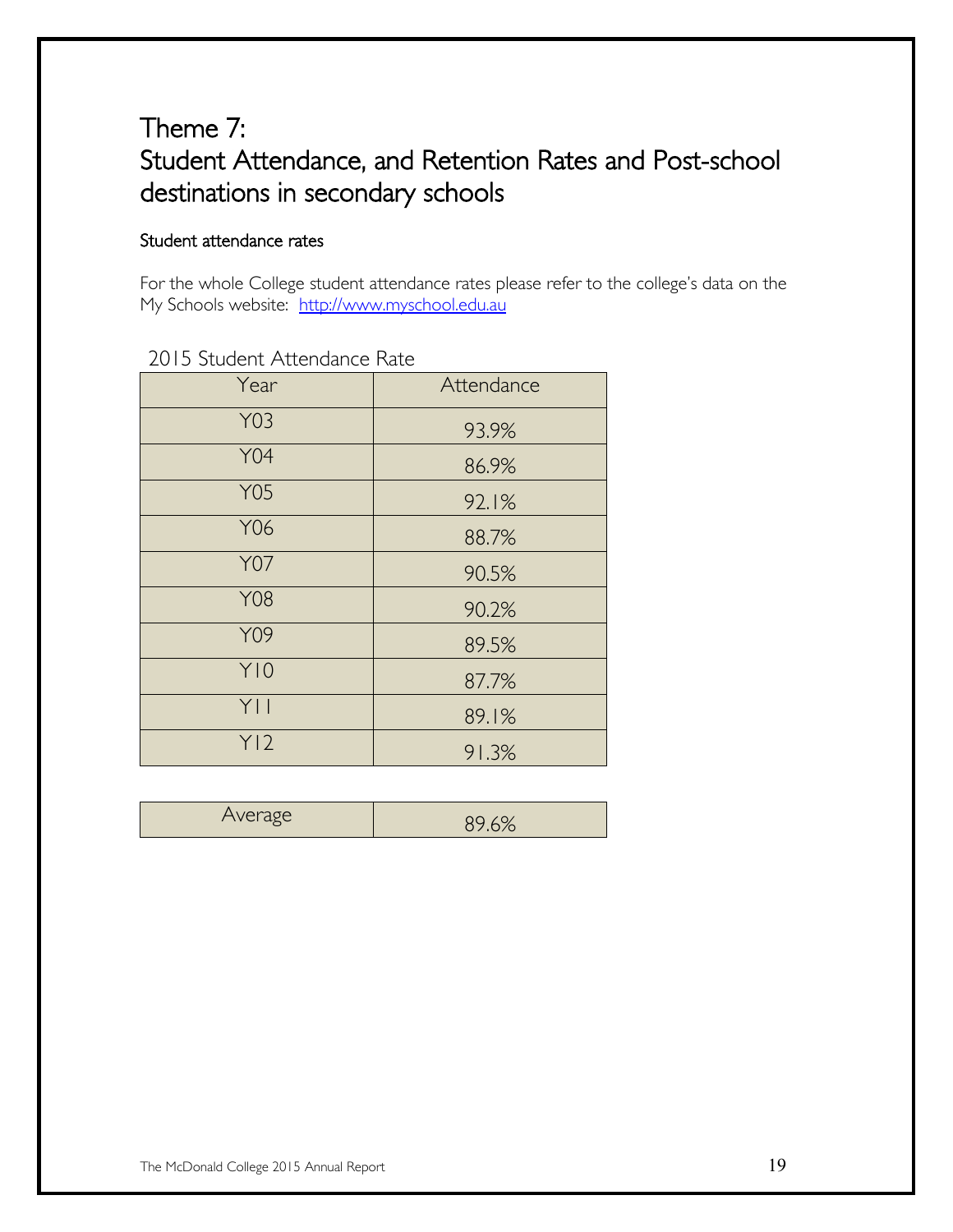# Theme 7:
# Student Attendance, and Retention Rates and Post-school destinations in secondary schools

### Student attendance rates

For the whole College student attendance rates please refer to the college's data on the My Schools website: [http://www.myschool.edu.au](http://www.myschool.edu.au)

2015 Student Attendance Rate

| Year | Attendance |
|---|---|
| Y03 | 93.9% |
| Y04 | 86.9% |
| Y05 | 92.1% |
| Y06 | 88.7% |
| Y07 | 90.5% |
| Y08 | 90.2% |
| Y09 | 89.5% |
| Y10 | 87.7% |
| Y11 | 89.1% |
| Y12 | 91.3% |

| Average | 89.6% |
|---|---|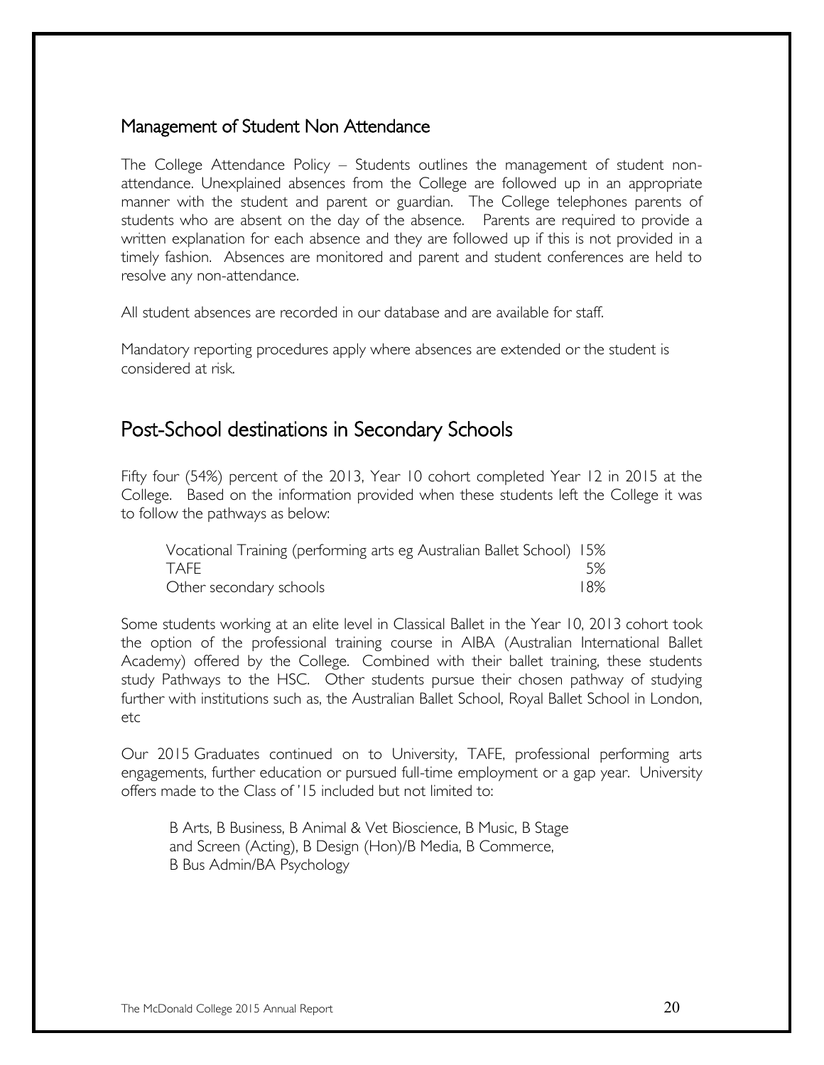## Management of Student Non Attendance

The College Attendance Policy – Students outlines the management of student non-attendance. Unexplained absences from the College are followed up in an appropriate manner with the student and parent or guardian. The College telephones parents of students who are absent on the day of the absence. Parents are required to provide a written explanation for each absence and they are followed up if this is not provided in a timely fashion. Absences are monitored and parent and student conferences are held to resolve any non-attendance.

All student absences are recorded in our database and are available for staff.

Mandatory reporting procedures apply where absences are extended or the student is considered at risk.

## Post-School destinations in Secondary Schools

Fifty four (54%) percent of the 2013, Year 10 cohort completed Year 12 in 2015 at the College. Based on the information provided when these students left the College it was to follow the pathways as below:

| | |
|---|---|
| Vocational Training (performing arts eg Australian Ballet School) | 15% |
| TAFE | 5% |
| Other secondary schools | 18% |

Some students working at an elite level in Classical Ballet in the Year 10, 2013 cohort took the option of the professional training course in AIBA (Australian International Ballet Academy) offered by the College. Combined with their ballet training, these students study Pathways to the HSC. Other students pursue their chosen pathway of studying further with institutions such as, the Australian Ballet School, Royal Ballet School in London, etc

Our 2015 Graduates continued on to University, TAFE, professional performing arts engagements, further education or pursued full-time employment or a gap year. University offers made to the Class of '15 included but not limited to:

B Arts, B Business, B Animal & Vet Bioscience, B Music, B Stage and Screen (Acting), B Design (Hon)/B Media, B Commerce, B Bus Admin/BA Psychology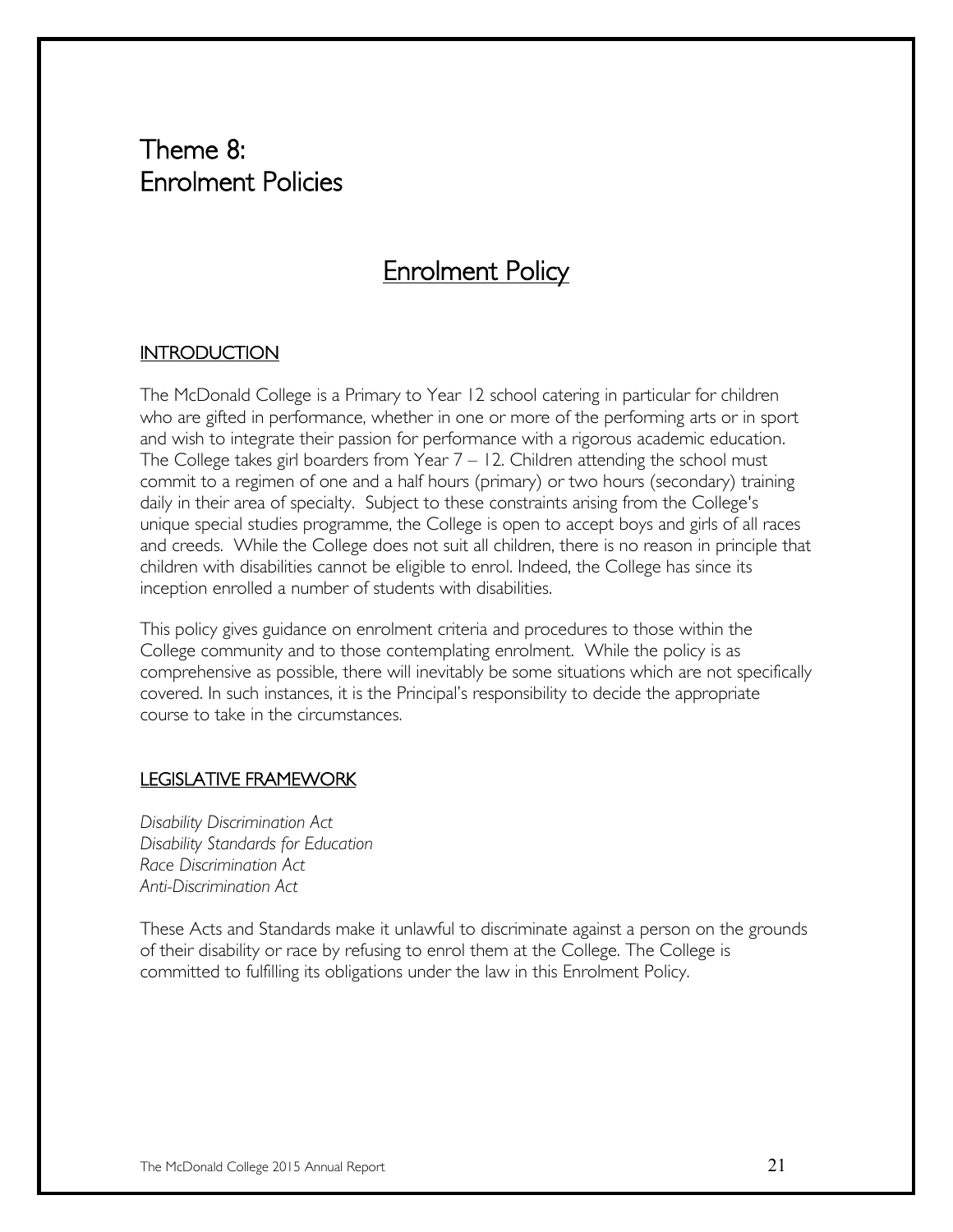# Theme 8: Enrolment Policies

## Enrolment Policy

### INTRODUCTION

The McDonald College is a Primary to Year 12 school catering in particular for children who are gifted in performance, whether in one or more of the performing arts or in sport and wish to integrate their passion for performance with a rigorous academic education. The College takes girl boarders from Year 7 – 12. Children attending the school must commit to a regimen of one and a half hours (primary) or two hours (secondary) training daily in their area of specialty. Subject to these constraints arising from the College's unique special studies programme, the College is open to accept boys and girls of all races and creeds. While the College does not suit all children, there is no reason in principle that children with disabilities cannot be eligible to enrol. Indeed, the College has since its inception enrolled a number of students with disabilities.

This policy gives guidance on enrolment criteria and procedures to those within the College community and to those contemplating enrolment. While the policy is as comprehensive as possible, there will inevitably be some situations which are not specifically covered. In such instances, it is the Principal's responsibility to decide the appropriate course to take in the circumstances.

### LEGISLATIVE FRAMEWORK

*Disability Discrimination Act*
*Disability Standards for Education*
*Race Discrimination Act*
*Anti-Discrimination Act*

These Acts and Standards make it unlawful to discriminate against a person on the grounds of their disability or race by refusing to enrol them at the College. The College is committed to fulfilling its obligations under the law in this Enrolment Policy.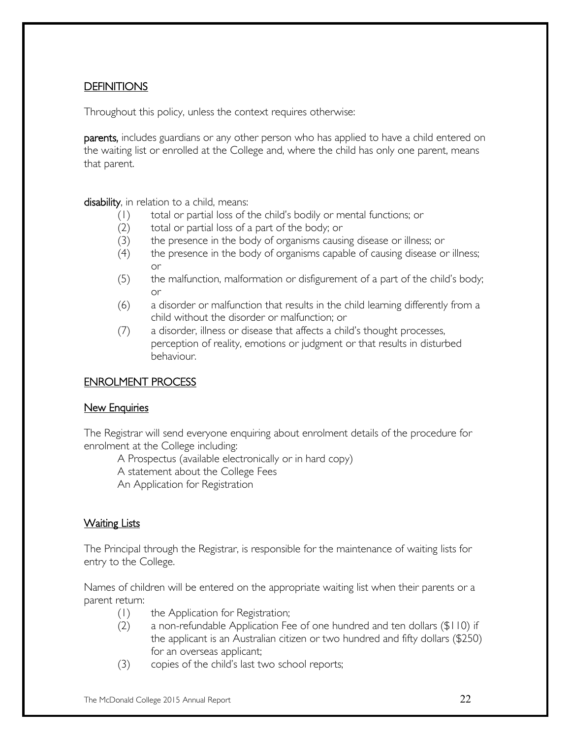## DEFINITIONS

Throughout this policy, unless the context requires otherwise:

**parents,** includes guardians or any other person who has applied to have a child entered on the waiting list or enrolled at the College and, where the child has only one parent, means that parent.

**disability**, in relation to a child, means:

(1) total or partial loss of the child's bodily or mental functions; or
(2) total or partial loss of a part of the body; or
(3) the presence in the body of organisms causing disease or illness; or
(4) the presence in the body of organisms capable of causing disease or illness; or
(5) the malfunction, malformation or disfigurement of a part of the child's body; or
(6) a disorder or malfunction that results in the child learning differently from a child without the disorder or malfunction; or
(7) a disorder, illness or disease that affects a child's thought processes, perception of reality, emotions or judgment or that results in disturbed behaviour.

## ENROLMENT PROCESS

### New Enquiries

The Registrar will send everyone enquiring about enrolment details of the procedure for enrolment at the College including:

A Prospectus (available electronically or in hard copy)
A statement about the College Fees
An Application for Registration

### Waiting Lists

The Principal through the Registrar, is responsible for the maintenance of waiting lists for entry to the College.

Names of children will be entered on the appropriate waiting list when their parents or a parent return:

(1) the Application for Registration;
(2) a non-refundable Application Fee of one hundred and ten dollars ($110) if the applicant is an Australian citizen or two hundred and fifty dollars ($250) for an overseas applicant;
(3) copies of the child's last two school reports;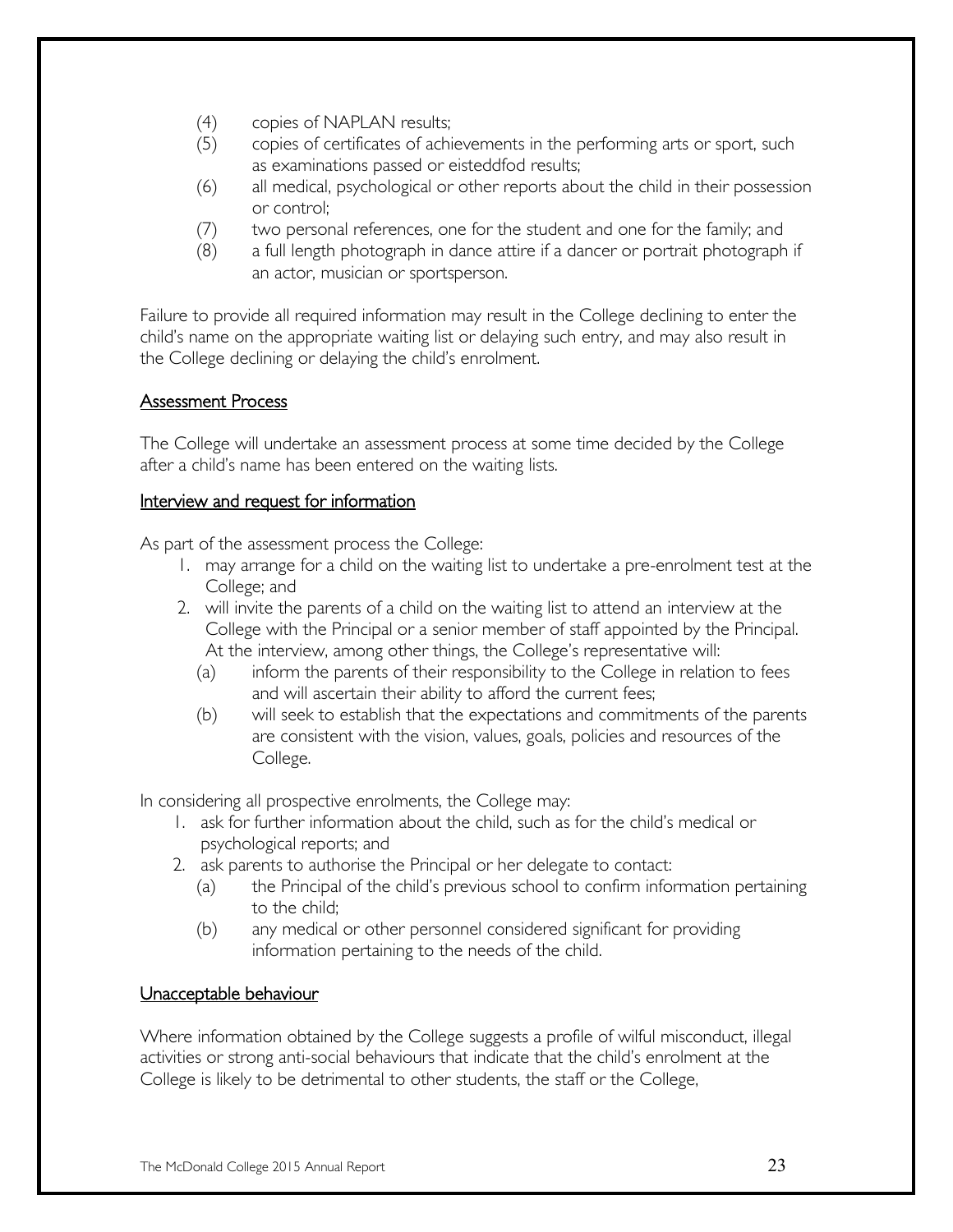(4) copies of NAPLAN results;
(5) copies of certificates of achievements in the performing arts or sport, such as examinations passed or eisteddfod results;
(6) all medical, psychological or other reports about the child in their possession or control;
(7) two personal references, one for the student and one for the family; and
(8) a full length photograph in dance attire if a dancer or portrait photograph if an actor, musician or sportsperson.

Failure to provide all required information may result in the College declining to enter the child's name on the appropriate waiting list or delaying such entry, and may also result in the College declining or delaying the child's enrolment.

<u>Assessment Process</u>

The College will undertake an assessment process at some time decided by the College after a child's name has been entered on the waiting lists.

<u>Interview and request for information</u>

As part of the assessment process the College:

1. may arrange for a child on the waiting list to undertake a pre-enrolment test at the College; and
2. will invite the parents of a child on the waiting list to attend an interview at the College with the Principal or a senior member of staff appointed by the Principal. At the interview, among other things, the College's representative will:
   (a) inform the parents of their responsibility to the College in relation to fees and will ascertain their ability to afford the current fees;
   (b) will seek to establish that the expectations and commitments of the parents are consistent with the vision, values, goals, policies and resources of the College.

In considering all prospective enrolments, the College may:

1. ask for further information about the child, such as for the child's medical or psychological reports; and
2. ask parents to authorise the Principal or her delegate to contact:
   (a) the Principal of the child's previous school to confirm information pertaining to the child;
   (b) any medical or other personnel considered significant for providing information pertaining to the needs of the child.

<u>Unacceptable behaviour</u>

Where information obtained by the College suggests a profile of wilful misconduct, illegal activities or strong anti-social behaviours that indicate that the child's enrolment at the College is likely to be detrimental to other students, the staff or the College,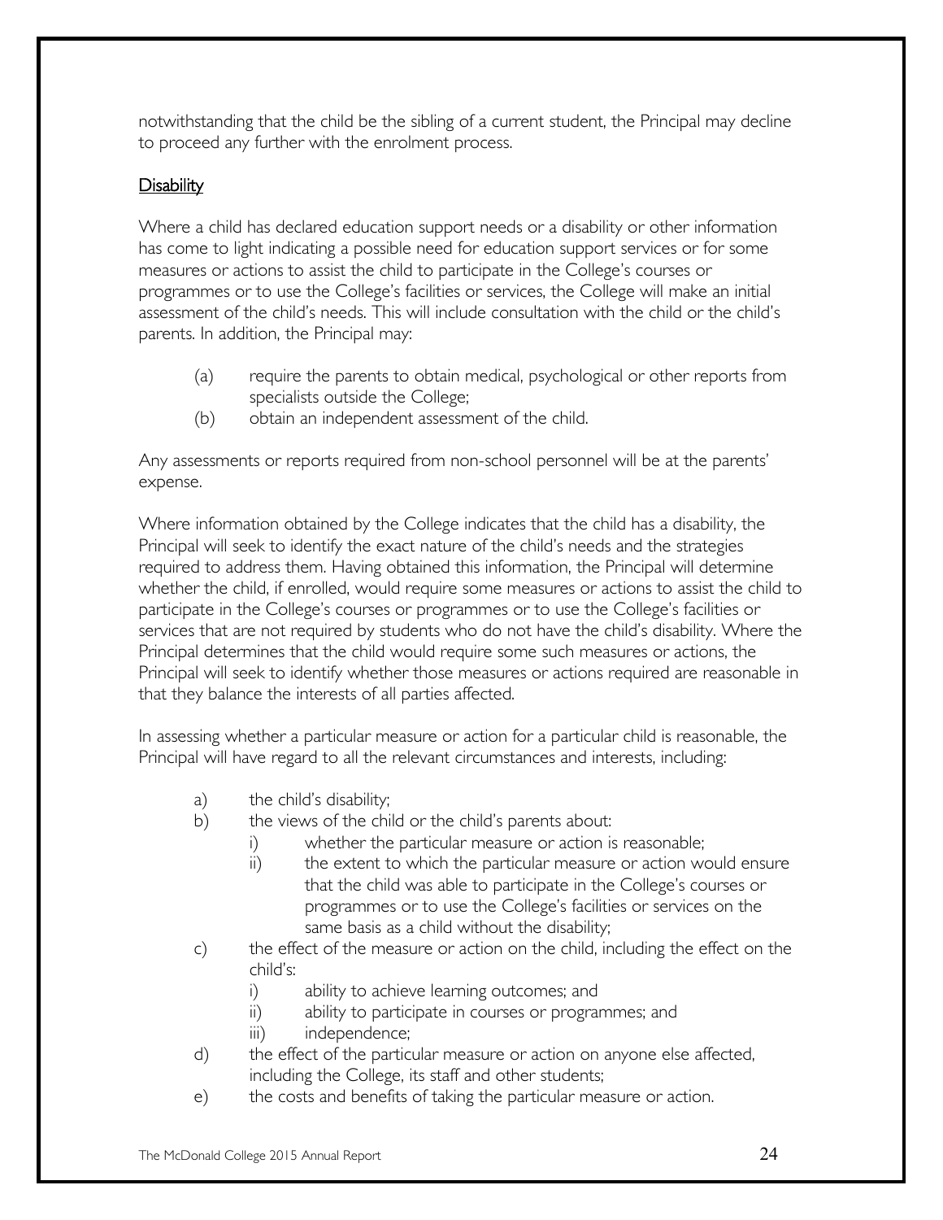notwithstanding that the child be the sibling of a current student, the Principal may decline to proceed any further with the enrolment process.

## Disability

Where a child has declared education support needs or a disability or other information has come to light indicating a possible need for education support services or for some measures or actions to assist the child to participate in the College's courses or programmes or to use the College's facilities or services, the College will make an initial assessment of the child's needs. This will include consultation with the child or the child's parents. In addition, the Principal may:

(a) require the parents to obtain medical, psychological or other reports from specialists outside the College;
(b) obtain an independent assessment of the child.

Any assessments or reports required from non-school personnel will be at the parents' expense.

Where information obtained by the College indicates that the child has a disability, the Principal will seek to identify the exact nature of the child's needs and the strategies required to address them. Having obtained this information, the Principal will determine whether the child, if enrolled, would require some measures or actions to assist the child to participate in the College's courses or programmes or to use the College's facilities or services that are not required by students who do not have the child's disability. Where the Principal determines that the child would require some such measures or actions, the Principal will seek to identify whether those measures or actions required are reasonable in that they balance the interests of all parties affected.

In assessing whether a particular measure or action for a particular child is reasonable, the Principal will have regard to all the relevant circumstances and interests, including:

a) the child's disability;
b) the views of the child or the child's parents about:
   i) whether the particular measure or action is reasonable;
   ii) the extent to which the particular measure or action would ensure that the child was able to participate in the College's courses or programmes or to use the College's facilities or services on the same basis as a child without the disability;
c) the effect of the measure or action on the child, including the effect on the child's:
   i) ability to achieve learning outcomes; and
   ii) ability to participate in courses or programmes; and
   iii) independence;
d) the effect of the particular measure or action on anyone else affected, including the College, its staff and other students;
e) the costs and benefits of taking the particular measure or action.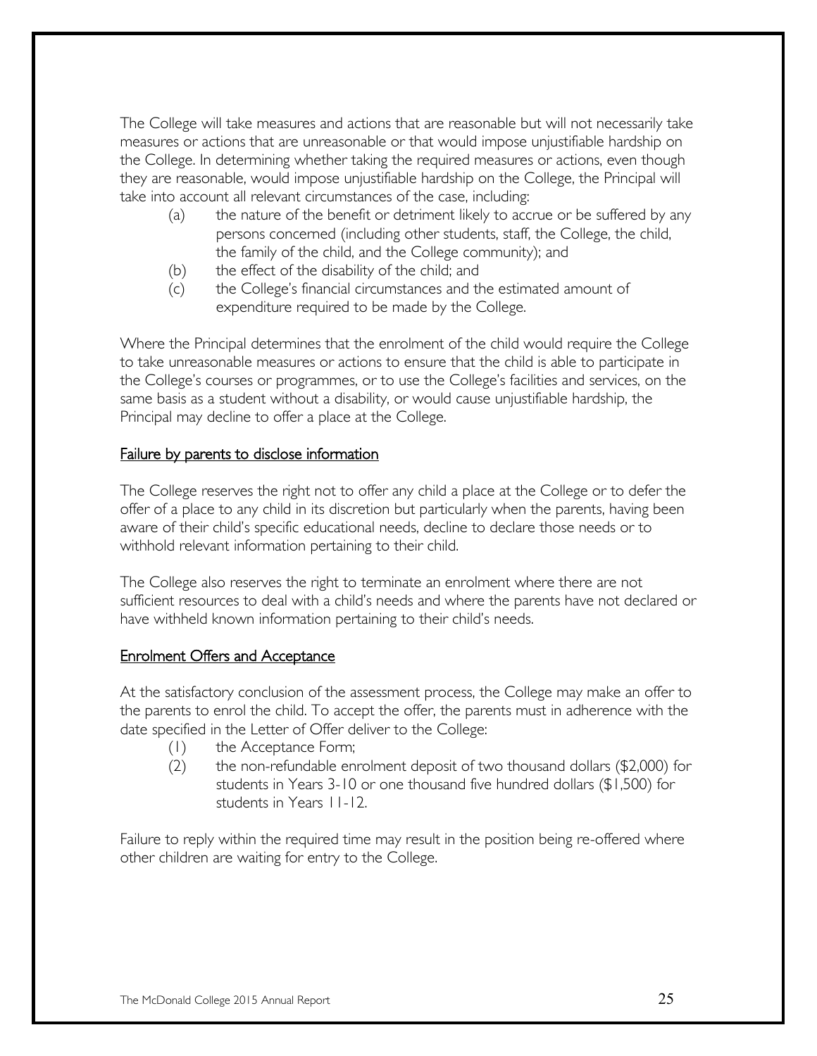The College will take measures and actions that are reasonable but will not necessarily take measures or actions that are unreasonable or that would impose unjustifiable hardship on the College. In determining whether taking the required measures or actions, even though they are reasonable, would impose unjustifiable hardship on the College, the Principal will take into account all relevant circumstances of the case, including:

(a) the nature of the benefit or detriment likely to accrue or be suffered by any persons concerned (including other students, staff, the College, the child, the family of the child, and the College community); and

(b) the effect of the disability of the child; and

(c) the College's financial circumstances and the estimated amount of expenditure required to be made by the College.

Where the Principal determines that the enrolment of the child would require the College to take unreasonable measures or actions to ensure that the child is able to participate in the College's courses or programmes, or to use the College's facilities and services, on the same basis as a student without a disability, or would cause unjustifiable hardship, the Principal may decline to offer a place at the College.

## Failure by parents to disclose information

The College reserves the right not to offer any child a place at the College or to defer the offer of a place to any child in its discretion but particularly when the parents, having been aware of their child's specific educational needs, decline to declare those needs or to withhold relevant information pertaining to their child.

The College also reserves the right to terminate an enrolment where there are not sufficient resources to deal with a child's needs and where the parents have not declared or have withheld known information pertaining to their child's needs.

## Enrolment Offers and Acceptance

At the satisfactory conclusion of the assessment process, the College may make an offer to the parents to enrol the child. To accept the offer, the parents must in adherence with the date specified in the Letter of Offer deliver to the College:

(1) the Acceptance Form;

(2) the non-refundable enrolment deposit of two thousand dollars ($2,000) for students in Years 3-10 or one thousand five hundred dollars ($1,500) for students in Years 11-12.

Failure to reply within the required time may result in the position being re-offered where other children are waiting for entry to the College.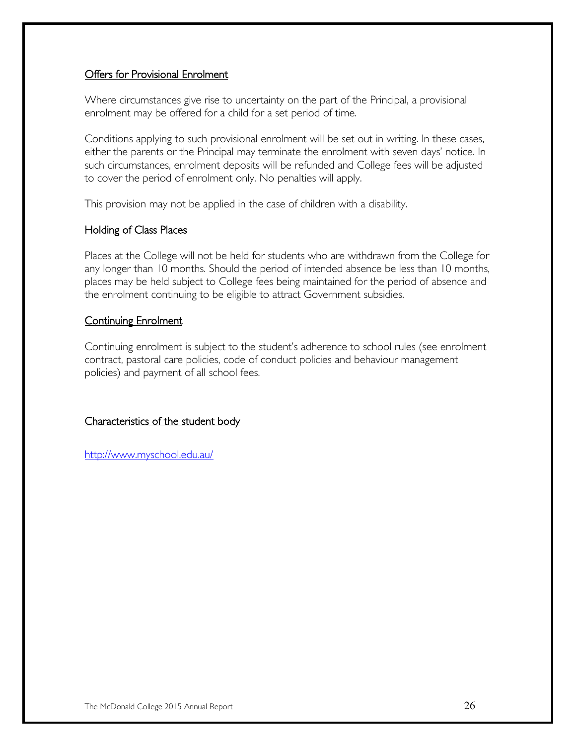## Offers for Provisional Enrolment

Where circumstances give rise to uncertainty on the part of the Principal, a provisional enrolment may be offered for a child for a set period of time.

Conditions applying to such provisional enrolment will be set out in writing. In these cases, either the parents or the Principal may terminate the enrolment with seven days' notice. In such circumstances, enrolment deposits will be refunded and College fees will be adjusted to cover the period of enrolment only. No penalties will apply.

This provision may not be applied in the case of children with a disability.

## Holding of Class Places

Places at the College will not be held for students who are withdrawn from the College for any longer than 10 months. Should the period of intended absence be less than 10 months, places may be held subject to College fees being maintained for the period of absence and the enrolment continuing to be eligible to attract Government subsidies.

## Continuing Enrolment

Continuing enrolment is subject to the student's adherence to school rules (see enrolment contract, pastoral care policies, code of conduct policies and behaviour management policies) and payment of all school fees.

## Characteristics of the student body

http://www.myschool.edu.au/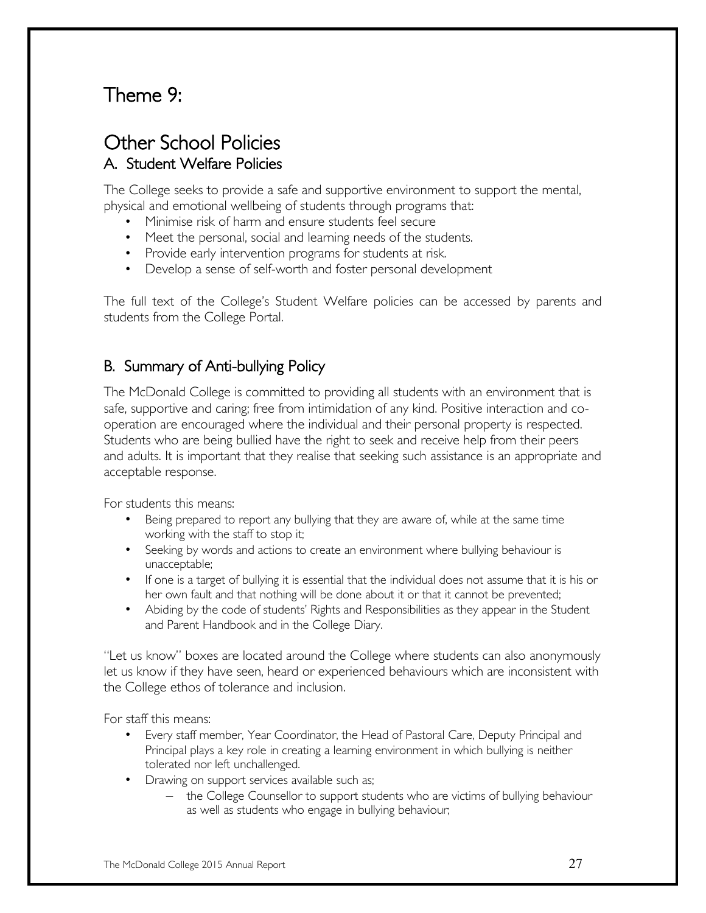# Theme 9:

# Other School Policies

## A. Student Welfare Policies

The College seeks to provide a safe and supportive environment to support the mental, physical and emotional wellbeing of students through programs that:

- Minimise risk of harm and ensure students feel secure
- Meet the personal, social and learning needs of the students.
- Provide early intervention programs for students at risk.
- Develop a sense of self-worth and foster personal development

The full text of the College's Student Welfare policies can be accessed by parents and students from the College Portal.

## B. Summary of Anti-bullying Policy

The McDonald College is committed to providing all students with an environment that is safe, supportive and caring; free from intimidation of any kind. Positive interaction and co-operation are encouraged where the individual and their personal property is respected. Students who are being bullied have the right to seek and receive help from their peers and adults. It is important that they realise that seeking such assistance is an appropriate and acceptable response.

For students this means:

- Being prepared to report any bullying that they are aware of, while at the same time working with the staff to stop it;
- Seeking by words and actions to create an environment where bullying behaviour is unacceptable;
- If one is a target of bullying it is essential that the individual does not assume that it is his or her own fault and that nothing will be done about it or that it cannot be prevented;
- Abiding by the code of students' Rights and Responsibilities as they appear in the Student and Parent Handbook and in the College Diary.

"Let us know" boxes are located around the College where students can also anonymously let us know if they have seen, heard or experienced behaviours which are inconsistent with the College ethos of tolerance and inclusion.

For staff this means:

- Every staff member, Year Coordinator, the Head of Pastoral Care, Deputy Principal and Principal plays a key role in creating a learning environment in which bullying is neither tolerated nor left unchallenged.
- Drawing on support services available such as;
  - the College Counsellor to support students who are victims of bullying behaviour as well as students who engage in bullying behaviour;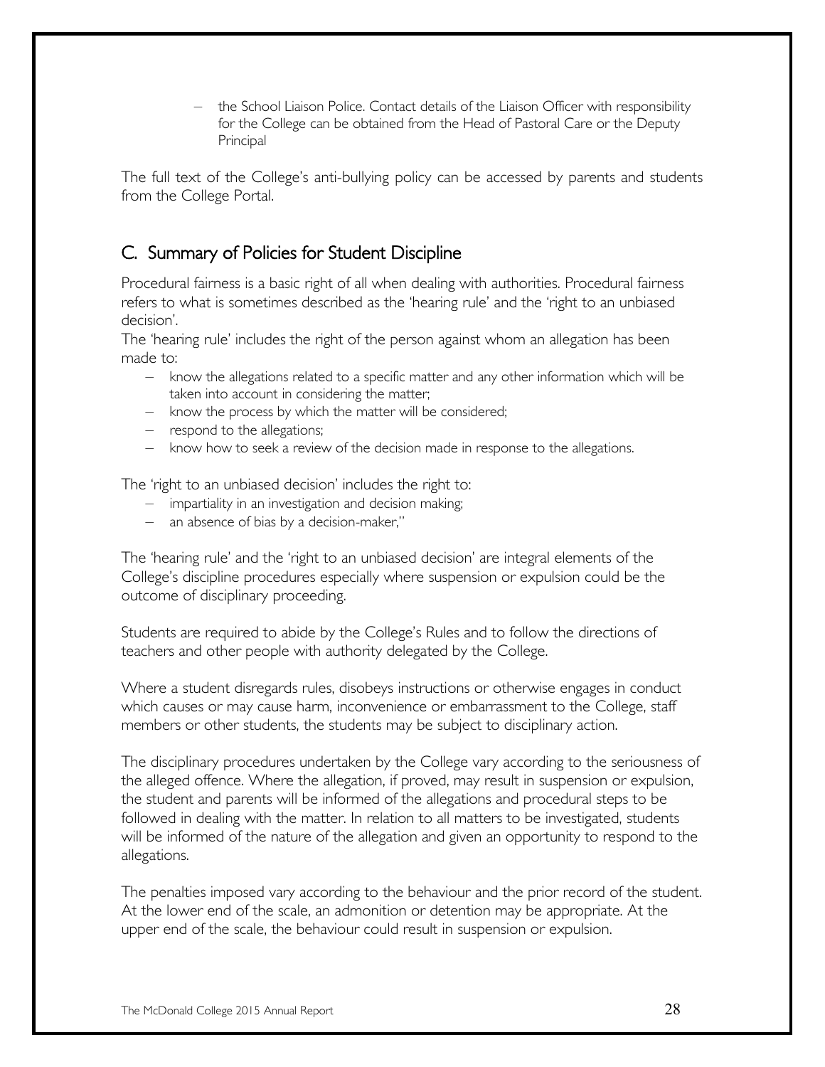- the School Liaison Police. Contact details of the Liaison Officer with responsibility for the College can be obtained from the Head of Pastoral Care or the Deputy Principal

The full text of the College's anti-bullying policy can be accessed by parents and students from the College Portal.

## C. Summary of Policies for Student Discipline

Procedural fairness is a basic right of all when dealing with authorities. Procedural fairness refers to what is sometimes described as the 'hearing rule' and the 'right to an unbiased decision'.

The 'hearing rule' includes the right of the person against whom an allegation has been made to:

- know the allegations related to a specific matter and any other information which will be taken into account in considering the matter;
- know the process by which the matter will be considered;
- respond to the allegations;
- know how to seek a review of the decision made in response to the allegations.

The 'right to an unbiased decision' includes the right to:

- impartiality in an investigation and decision making;
- an absence of bias by a decision-maker,"

The 'hearing rule' and the 'right to an unbiased decision' are integral elements of the College's discipline procedures especially where suspension or expulsion could be the outcome of disciplinary proceeding.

Students are required to abide by the College's Rules and to follow the directions of teachers and other people with authority delegated by the College.

Where a student disregards rules, disobeys instructions or otherwise engages in conduct which causes or may cause harm, inconvenience or embarrassment to the College, staff members or other students, the students may be subject to disciplinary action.

The disciplinary procedures undertaken by the College vary according to the seriousness of the alleged offence. Where the allegation, if proved, may result in suspension or expulsion, the student and parents will be informed of the allegations and procedural steps to be followed in dealing with the matter. In relation to all matters to be investigated, students will be informed of the nature of the allegation and given an opportunity to respond to the allegations.

The penalties imposed vary according to the behaviour and the prior record of the student. At the lower end of the scale, an admonition or detention may be appropriate. At the upper end of the scale, the behaviour could result in suspension or expulsion.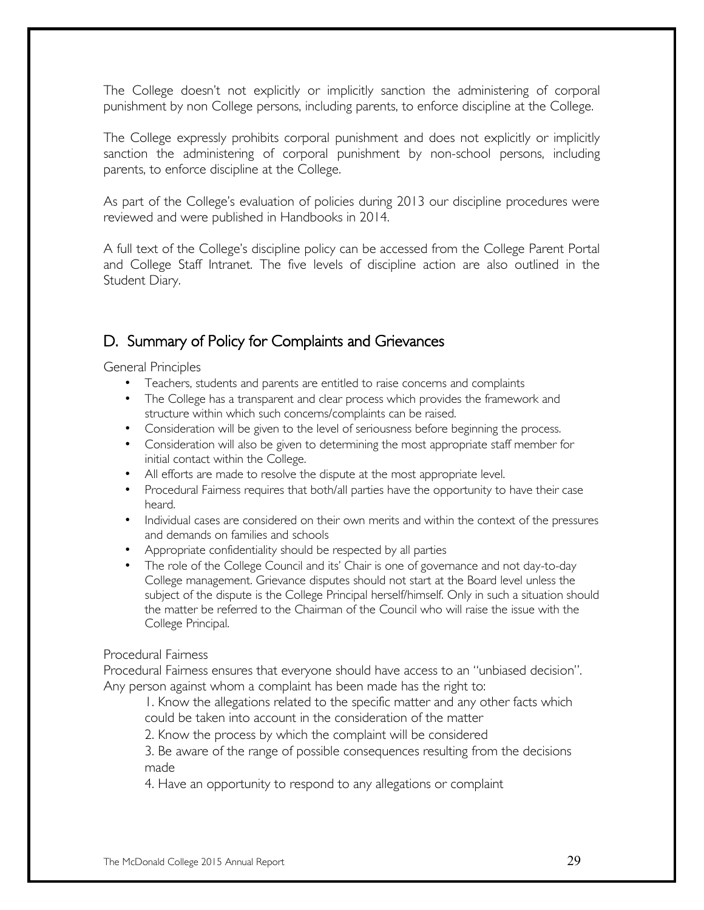The College doesn't not explicitly or implicitly sanction the administering of corporal punishment by non College persons, including parents, to enforce discipline at the College.

The College expressly prohibits corporal punishment and does not explicitly or implicitly sanction the administering of corporal punishment by non-school persons, including parents, to enforce discipline at the College.

As part of the College's evaluation of policies during 2013 our discipline procedures were reviewed and were published in Handbooks in 2014.

A full text of the College's discipline policy can be accessed from the College Parent Portal and College Staff Intranet. The five levels of discipline action are also outlined in the Student Diary.

## D. Summary of Policy for Complaints and Grievances

General Principles

- Teachers, students and parents are entitled to raise concerns and complaints
- The College has a transparent and clear process which provides the framework and structure within which such concerns/complaints can be raised.
- Consideration will be given to the level of seriousness before beginning the process.
- Consideration will also be given to determining the most appropriate staff member for initial contact within the College.
- All efforts are made to resolve the dispute at the most appropriate level.
- Procedural Fairness requires that both/all parties have the opportunity to have their case heard.
- Individual cases are considered on their own merits and within the context of the pressures and demands on families and schools
- Appropriate confidentiality should be respected by all parties
- The role of the College Council and its' Chair is one of governance and not day-to-day College management. Grievance disputes should not start at the Board level unless the subject of the dispute is the College Principal herself/himself. Only in such a situation should the matter be referred to the Chairman of the Council who will raise the issue with the College Principal.

Procedural Fairness

Procedural Fairness ensures that everyone should have access to an "unbiased decision". Any person against whom a complaint has been made has the right to:

1. Know the allegations related to the specific matter and any other facts which could be taken into account in the consideration of the matter
2. Know the process by which the complaint will be considered
3. Be aware of the range of possible consequences resulting from the decisions made
4. Have an opportunity to respond to any allegations or complaint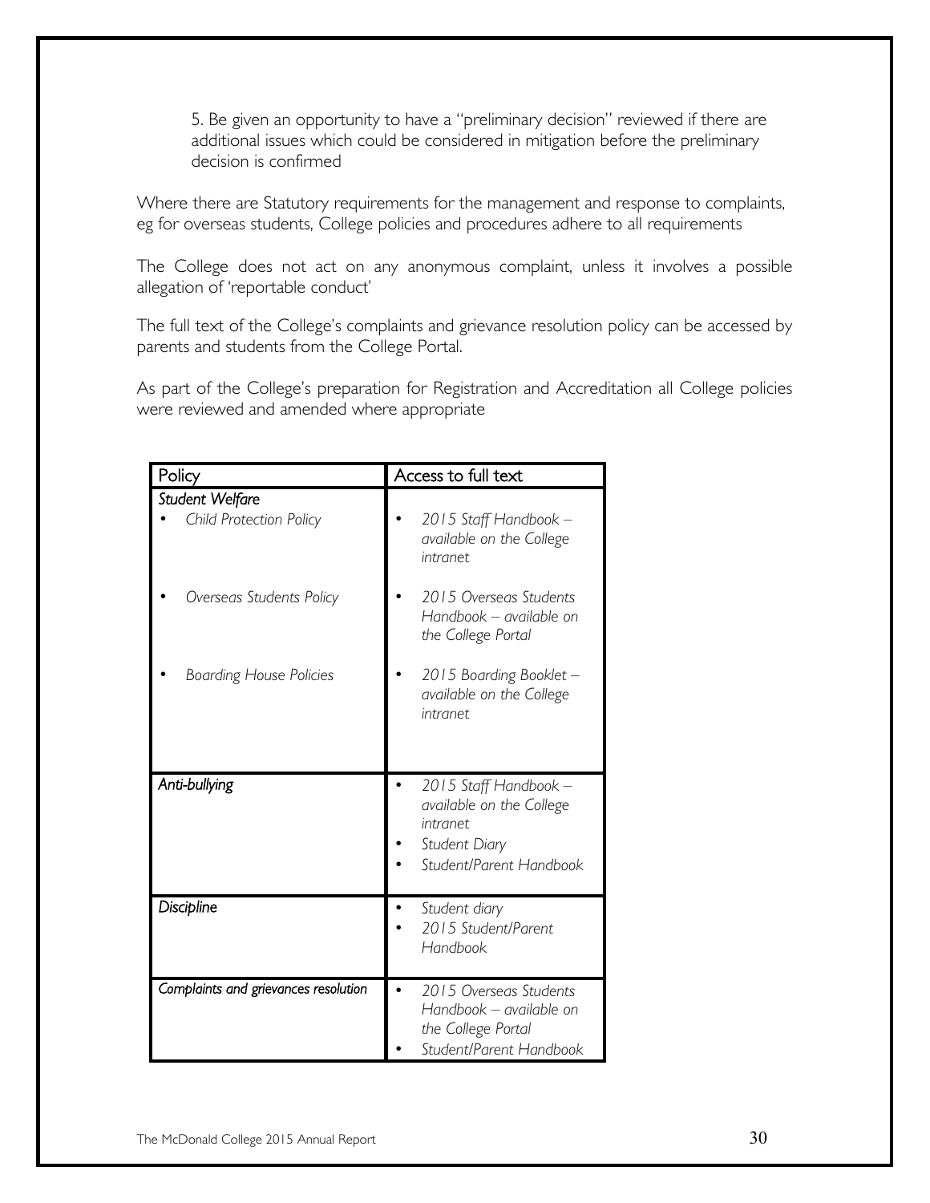5. Be given an opportunity to have a "preliminary decision" reviewed if there are additional issues which could be considered in mitigation before the preliminary decision is confirmed

Where there are Statutory requirements for the management and response to complaints, eg for overseas students, College policies and procedures adhere to all requirements

The College does not act on any anonymous complaint, unless it involves a possible allegation of 'reportable conduct'

The full text of the College's complaints and grievance resolution policy can be accessed by parents and students from the College Portal.

As part of the College's preparation for Registration and Accreditation all College policies were reviewed and amended where appropriate

| Policy | Access to full text |
|---|---|
| *Student Welfare*<br>• *Child Protection Policy*<br>• *Overseas Students Policy*<br>• *Boarding House Policies* | • *2015 Staff Handbook – available on the College intranet*<br>• *2015 Overseas Students Handbook – available on the College Portal*<br>• *2015 Boarding Booklet – available on the College intranet* |
| *Anti-bullying* | • *2015 Staff Handbook – available on the College intranet*<br>• *Student Diary*<br>• *Student/Parent Handbook* |
| *Discipline* | • *Student diary*<br>• *2015 Student/Parent Handbook* |
| *Complaints and grievances resolution* | • *2015 Overseas Students Handbook – available on the College Portal*<br>• *Student/Parent Handbook* |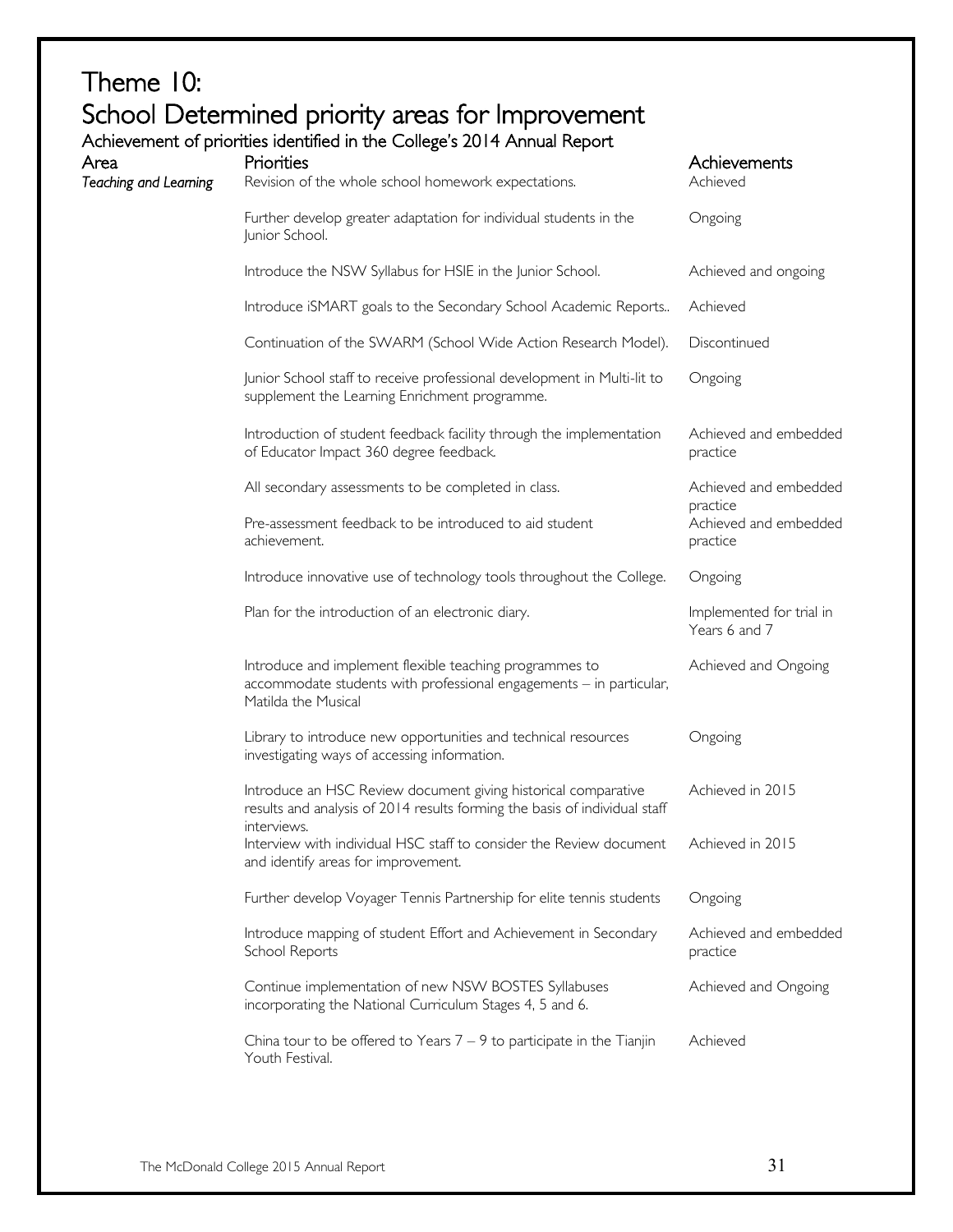# Theme 10:
# School Determined priority areas for Improvement

### Achievement of priorities identified in the College's 2014 Annual Report

| Area | Priorities | Achievements |
|---|---|---|
| *Teaching and Learning* | Revision of the whole school homework expectations. | Achieved |
| | Further develop greater adaptation for individual students in the Junior School. | Ongoing |
| | Introduce the NSW Syllabus for HSIE in the Junior School. | Achieved and ongoing |
| | Introduce iSMART goals to the Secondary School Academic Reports.. | Achieved |
| | Continuation of the SWARM (School Wide Action Research Model). | Discontinued |
| | Junior School staff to receive professional development in Multi-lit to supplement the Learning Enrichment programme. | Ongoing |
| | Introduction of student feedback facility through the implementation of Educator Impact 360 degree feedback. | Achieved and embedded practice |
| | All secondary assessments to be completed in class. | Achieved and embedded practice |
| | Pre-assessment feedback to be introduced to aid student achievement. | Achieved and embedded practice |
| | Introduce innovative use of technology tools throughout the College. | Ongoing |
| | Plan for the introduction of an electronic diary. | Implemented for trial in Years 6 and 7 |
| | Introduce and implement flexible teaching programmes to accommodate students with professional engagements – in particular, Matilda the Musical | Achieved and Ongoing |
| | Library to introduce new opportunities and technical resources investigating ways of accessing information. | Ongoing |
| | Introduce an HSC Review document giving historical comparative results and analysis of 2014 results forming the basis of individual staff interviews. | Achieved in 2015 |
| | Interview with individual HSC staff to consider the Review document and identify areas for improvement. | Achieved in 2015 |
| | Further develop Voyager Tennis Partnership for elite tennis students | Ongoing |
| | Introduce mapping of student Effort and Achievement in Secondary School Reports | Achieved and embedded practice |
| | Continue implementation of new NSW BOSTES Syllabuses incorporating the National Curriculum Stages 4, 5 and 6. | Achieved and Ongoing |
| | China tour to be offered to Years 7 – 9 to participate in the Tianjin Youth Festival. | Achieved |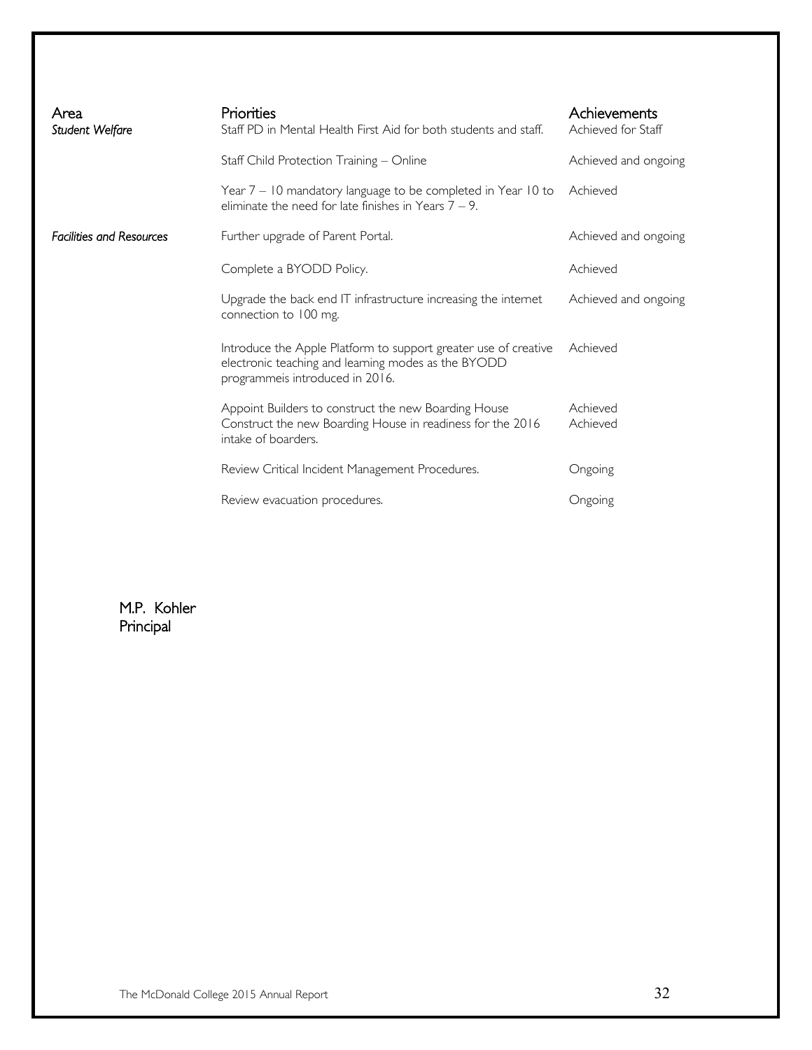| Area | Priorities | Achievements |
| --- | --- | --- |
| *Student Welfare* | Staff PD in Mental Health First Aid for both students and staff. | Achieved for Staff |
| | Staff Child Protection Training – Online | Achieved and ongoing |
| | Year 7 – 10 mandatory language to be completed in Year 10 to eliminate the need for late finishes in Years 7 – 9. | Achieved |
| *Facilities and Resources* | Further upgrade of Parent Portal. | Achieved and ongoing |
| | Complete a BYODD Policy. | Achieved |
| | Upgrade the back end IT infrastructure increasing the internet connection to 100 mg. | Achieved and ongoing |
| | Introduce the Apple Platform to support greater use of creative electronic teaching and learning modes as the BYODD programmeis introduced in 2016. | Achieved |
| | Appoint Builders to construct the new Boarding House | Achieved |
| | Construct the new Boarding House in readiness for the 2016 intake of boarders. | Achieved |
| | Review Critical Incident Management Procedures. | Ongoing |
| | Review evacuation procedures. | Ongoing |

M.P. Kohler
Principal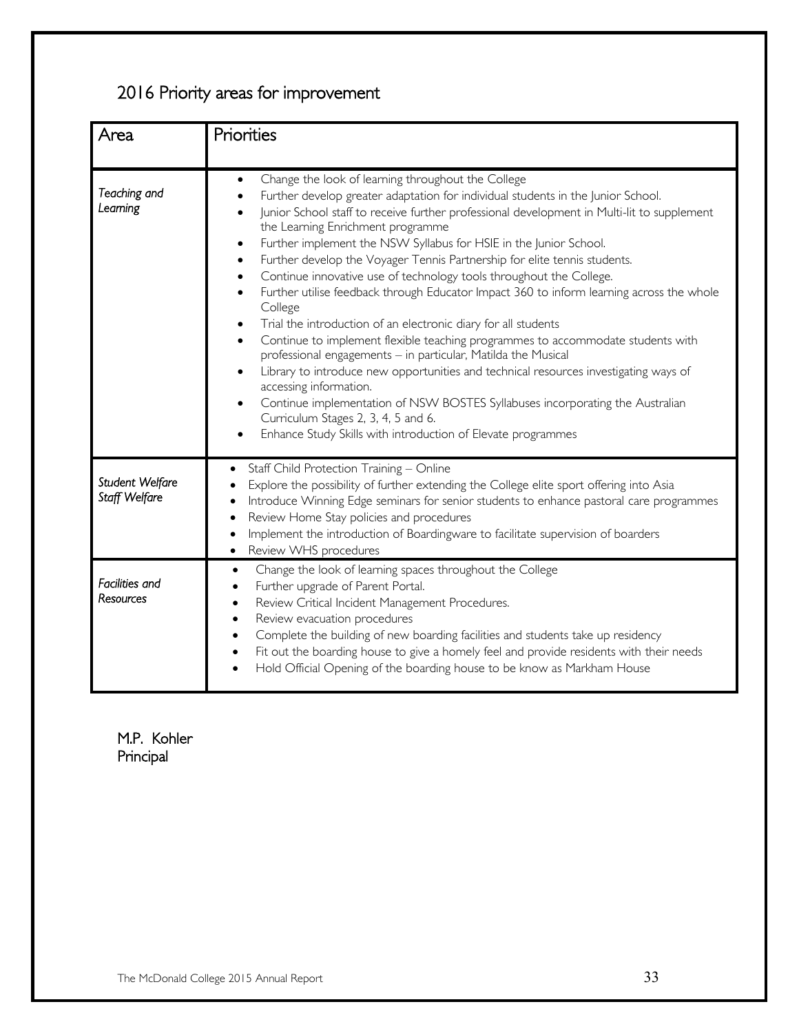## 2016 Priority areas for improvement

| Area | Priorities |
|---|---|
| *Teaching and Learning* | • Change the look of learning throughout the College<br>• Further develop greater adaptation for individual students in the Junior School.<br>• Junior School staff to receive further professional development in Multi-lit to supplement the Learning Enrichment programme<br>• Further implement the NSW Syllabus for HSIE in the Junior School.<br>• Further develop the Voyager Tennis Partnership for elite tennis students.<br>• Continue innovative use of technology tools throughout the College.<br>• Further utilise feedback through Educator Impact 360 to inform learning across the whole College<br>• Trial the introduction of an electronic diary for all students<br>• Continue to implement flexible teaching programmes to accommodate students with professional engagements – in particular, Matilda the Musical<br>• Library to introduce new opportunities and technical resources investigating ways of accessing information.<br>• Continue implementation of NSW BOSTES Syllabuses incorporating the Australian Curriculum Stages 2, 3, 4, 5 and 6.<br>• Enhance Study Skills with introduction of Elevate programmes |
| *Student Welfare Staff Welfare* | • Staff Child Protection Training – Online<br>• Explore the possibility of further extending the College elite sport offering into Asia<br>• Introduce Winning Edge seminars for senior students to enhance pastoral care programmes<br>• Review Home Stay policies and procedures<br>• Implement the introduction of Boardingware to facilitate supervision of boarders<br>• Review WHS procedures |
| *Facilities and Resources* | • Change the look of learning spaces throughout the College<br>• Further upgrade of Parent Portal.<br>• Review Critical Incident Management Procedures.<br>• Review evacuation procedures<br>• Complete the building of new boarding facilities and students take up residency<br>• Fit out the boarding house to give a homely feel and provide residents with their needs<br>• Hold Official Opening of the boarding house to be know as Markham House |

M.P. Kohler
Principal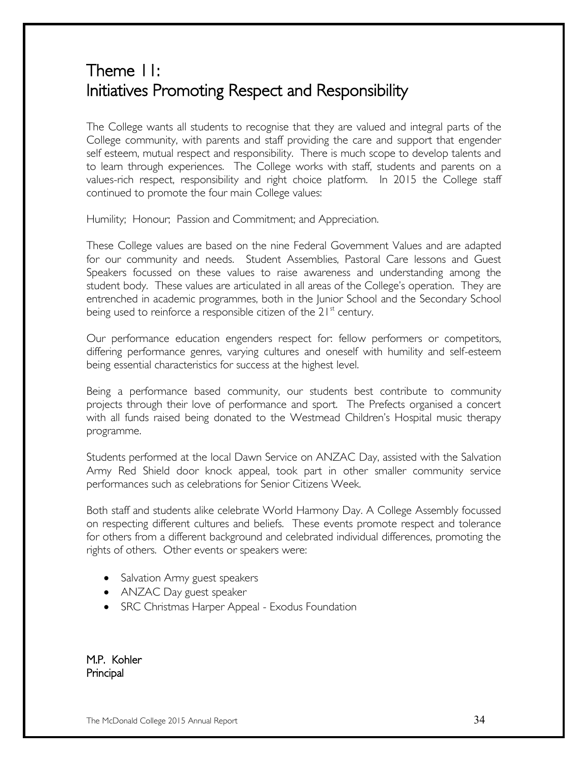# Theme 11: Initiatives Promoting Respect and Responsibility

The College wants all students to recognise that they are valued and integral parts of the College community, with parents and staff providing the care and support that engender self esteem, mutual respect and responsibility. There is much scope to develop talents and to learn through experiences. The College works with staff, students and parents on a values-rich respect, responsibility and right choice platform. In 2015 the College staff continued to promote the four main College values:

Humility; Honour; Passion and Commitment; and Appreciation.

These College values are based on the nine Federal Government Values and are adapted for our community and needs. Student Assemblies, Pastoral Care lessons and Guest Speakers focussed on these values to raise awareness and understanding among the student body. These values are articulated in all areas of the College's operation. They are entrenched in academic programmes, both in the Junior School and the Secondary School being used to reinforce a responsible citizen of the 21st century.

Our performance education engenders respect for: fellow performers or competitors, differing performance genres, varying cultures and oneself with humility and self-esteem being essential characteristics for success at the highest level.

Being a performance based community, our students best contribute to community projects through their love of performance and sport. The Prefects organised a concert with all funds raised being donated to the Westmead Children's Hospital music therapy programme.

Students performed at the local Dawn Service on ANZAC Day, assisted with the Salvation Army Red Shield door knock appeal, took part in other smaller community service performances such as celebrations for Senior Citizens Week.

Both staff and students alike celebrate World Harmony Day. A College Assembly focussed on respecting different cultures and beliefs. These events promote respect and tolerance for others from a different background and celebrated individual differences, promoting the rights of others. Other events or speakers were:

- Salvation Army guest speakers
- ANZAC Day guest speaker
- SRC Christmas Harper Appeal - Exodus Foundation

M.P. Kohler
Principal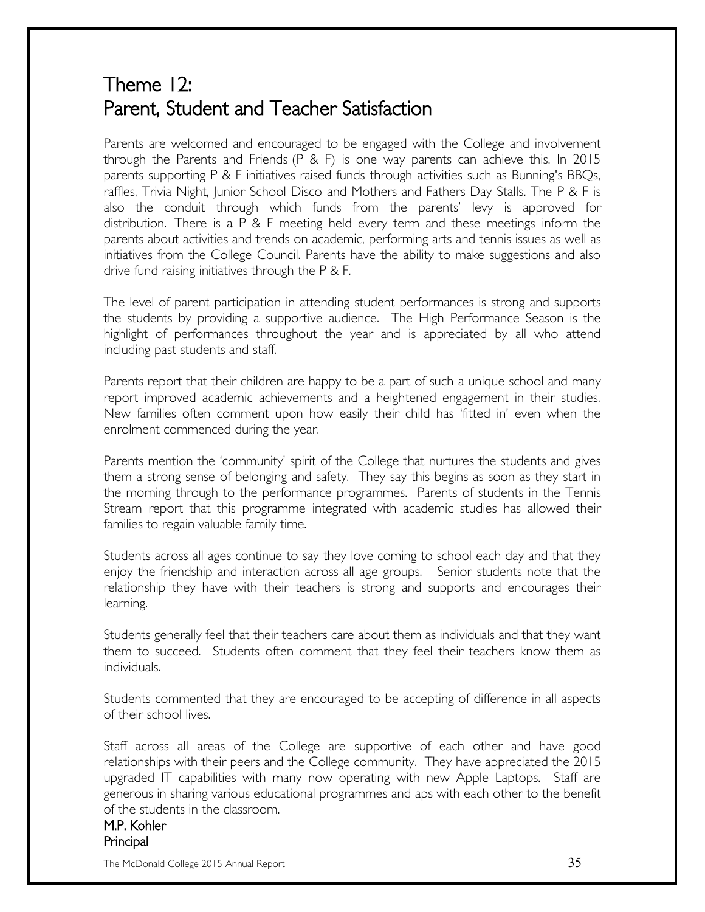# Theme 12:
# Parent, Student and Teacher Satisfaction

Parents are welcomed and encouraged to be engaged with the College and involvement through the Parents and Friends (P & F) is one way parents can achieve this. In 2015 parents supporting P & F initiatives raised funds through activities such as Bunning's BBQs, raffles, Trivia Night, Junior School Disco and Mothers and Fathers Day Stalls. The P & F is also the conduit through which funds from the parents' levy is approved for distribution. There is a P & F meeting held every term and these meetings inform the parents about activities and trends on academic, performing arts and tennis issues as well as initiatives from the College Council. Parents have the ability to make suggestions and also drive fund raising initiatives through the P & F.

The level of parent participation in attending student performances is strong and supports the students by providing a supportive audience. The High Performance Season is the highlight of performances throughout the year and is appreciated by all who attend including past students and staff.

Parents report that their children are happy to be a part of such a unique school and many report improved academic achievements and a heightened engagement in their studies. New families often comment upon how easily their child has 'fitted in' even when the enrolment commenced during the year.

Parents mention the 'community' spirit of the College that nurtures the students and gives them a strong sense of belonging and safety. They say this begins as soon as they start in the morning through to the performance programmes. Parents of students in the Tennis Stream report that this programme integrated with academic studies has allowed their families to regain valuable family time.

Students across all ages continue to say they love coming to school each day and that they enjoy the friendship and interaction across all age groups. Senior students note that the relationship they have with their teachers is strong and supports and encourages their learning.

Students generally feel that their teachers care about them as individuals and that they want them to succeed. Students often comment that they feel their teachers know them as individuals.

Students commented that they are encouraged to be accepting of difference in all aspects of their school lives.

Staff across all areas of the College are supportive of each other and have good relationships with their peers and the College community. They have appreciated the 2015 upgraded IT capabilities with many now operating with new Apple Laptops. Staff are generous in sharing various educational programmes and aps with each other to the benefit of the students in the classroom.

M.P. Kohler
Principal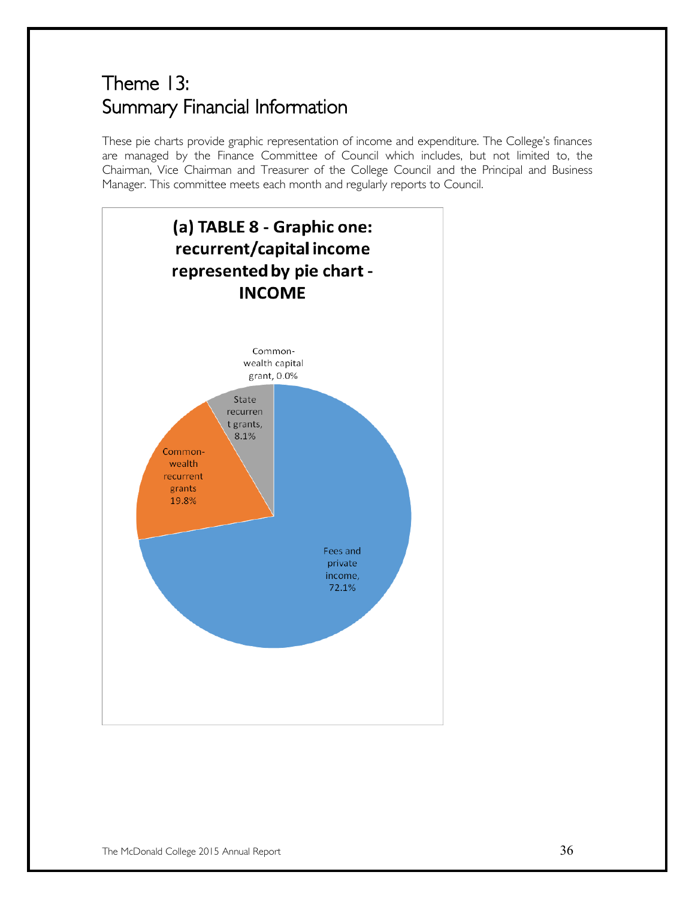# Theme 13: Summary Financial Information

These pie charts provide graphic representation of income and expenditure. The College's finances are managed by the Finance Committee of Council which includes, but not limited to, the Chairman, Vice Chairman and Treasurer of the College Council and the Principal and Business Manager. This committee meets each month and regularly reports to Council.

**(a) TABLE 8 - Graphic one: recurrent/capital income represented by pie chart - INCOME**

| Category | Percentage |
|---|---|
| Commonwealth capital grant | 0.0% |
| State recurrent grants | 8.1% |
| Commonwealth recurrent grants | 19.8% |
| Fees and private income | 72.1% |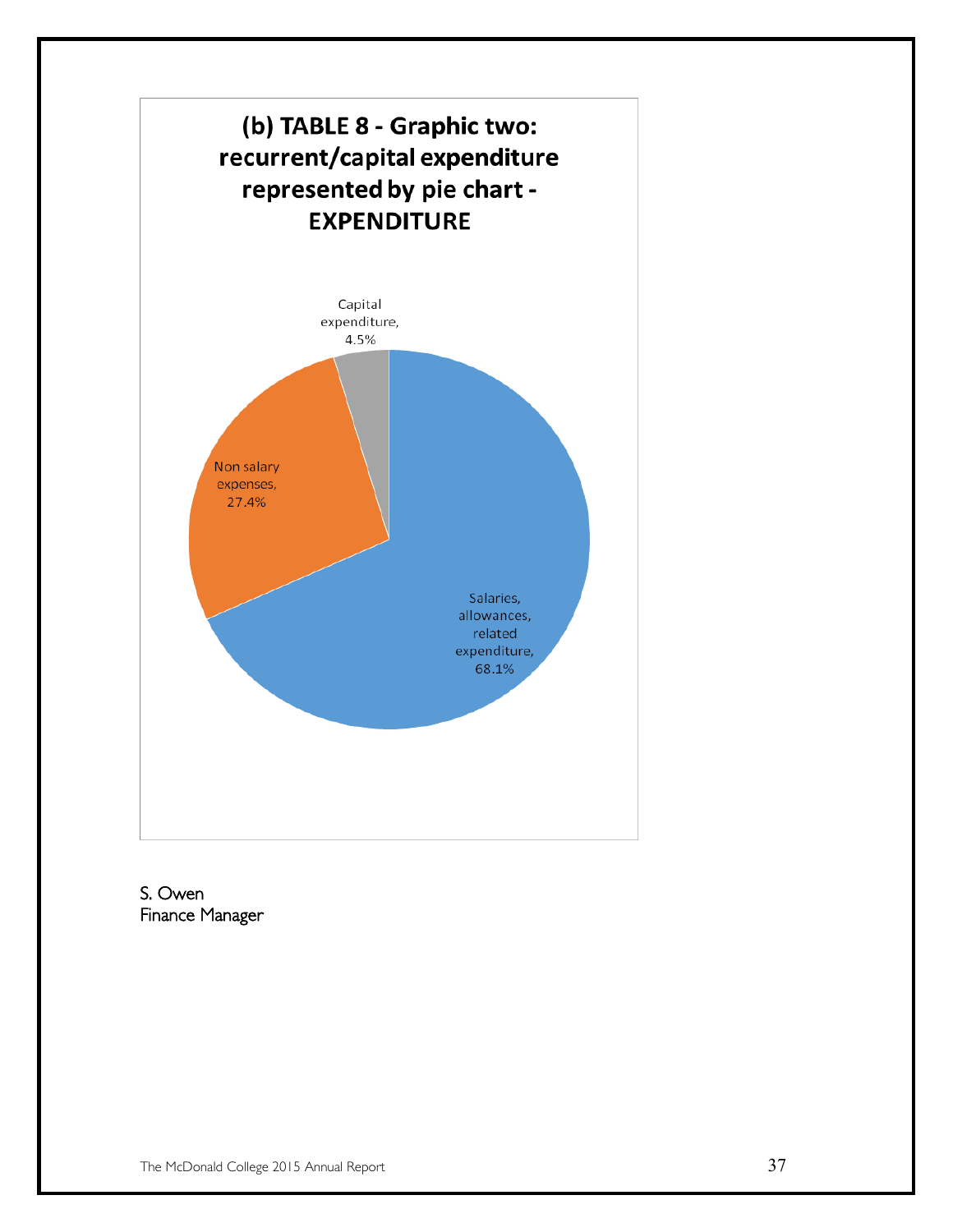## (b) TABLE 8 - Graphic two: recurrent/capital expenditure represented by pie chart - EXPENDITURE

Capital expenditure, 4.5%

Non salary expenses, 27.4%

Salaries, allowances, related expenditure, 68.1%

S. Owen
Finance Manager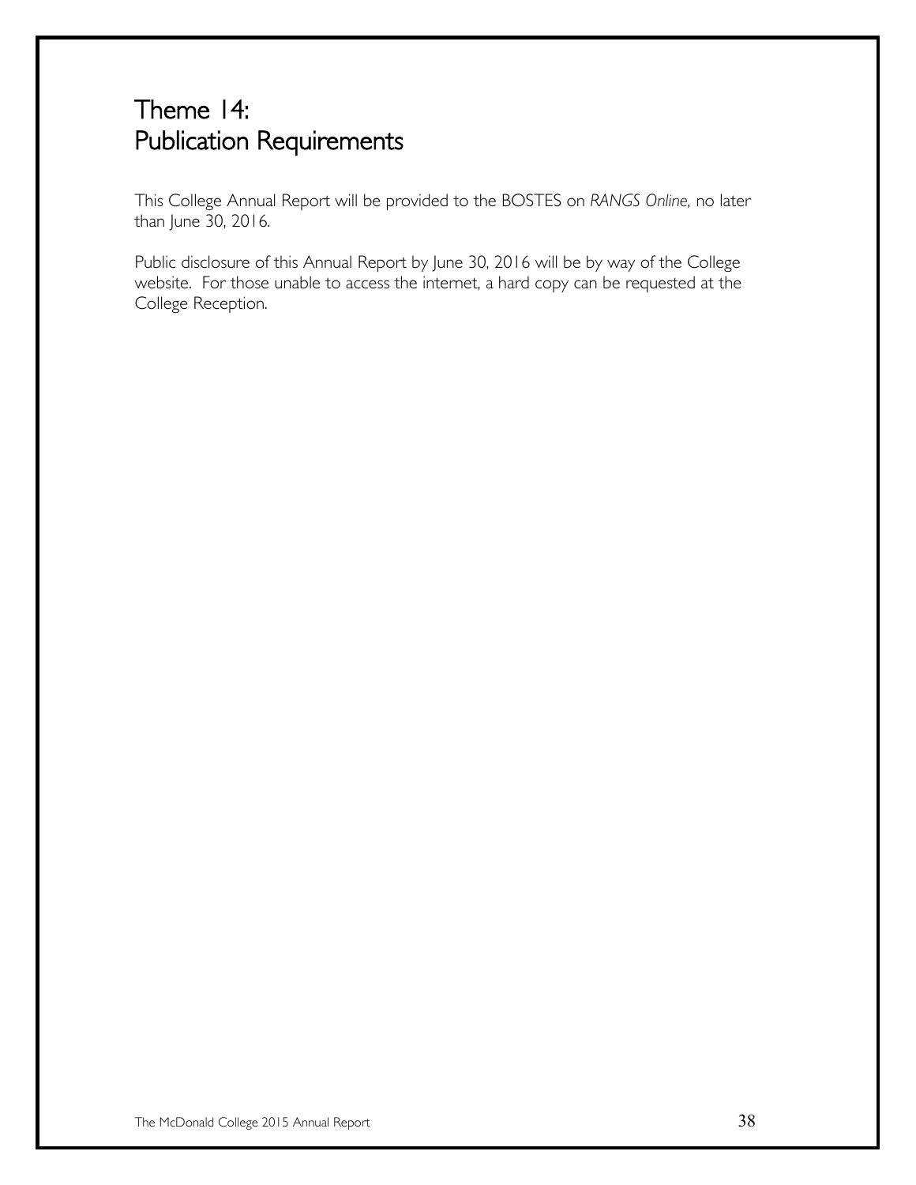# Theme 14:
# Publication Requirements

This College Annual Report will be provided to the BOSTES on *RANGS Online,* no later than June 30, 2016.

Public disclosure of this Annual Report by June 30, 2016 will be by way of the College website. For those unable to access the internet, a hard copy can be requested at the College Reception.